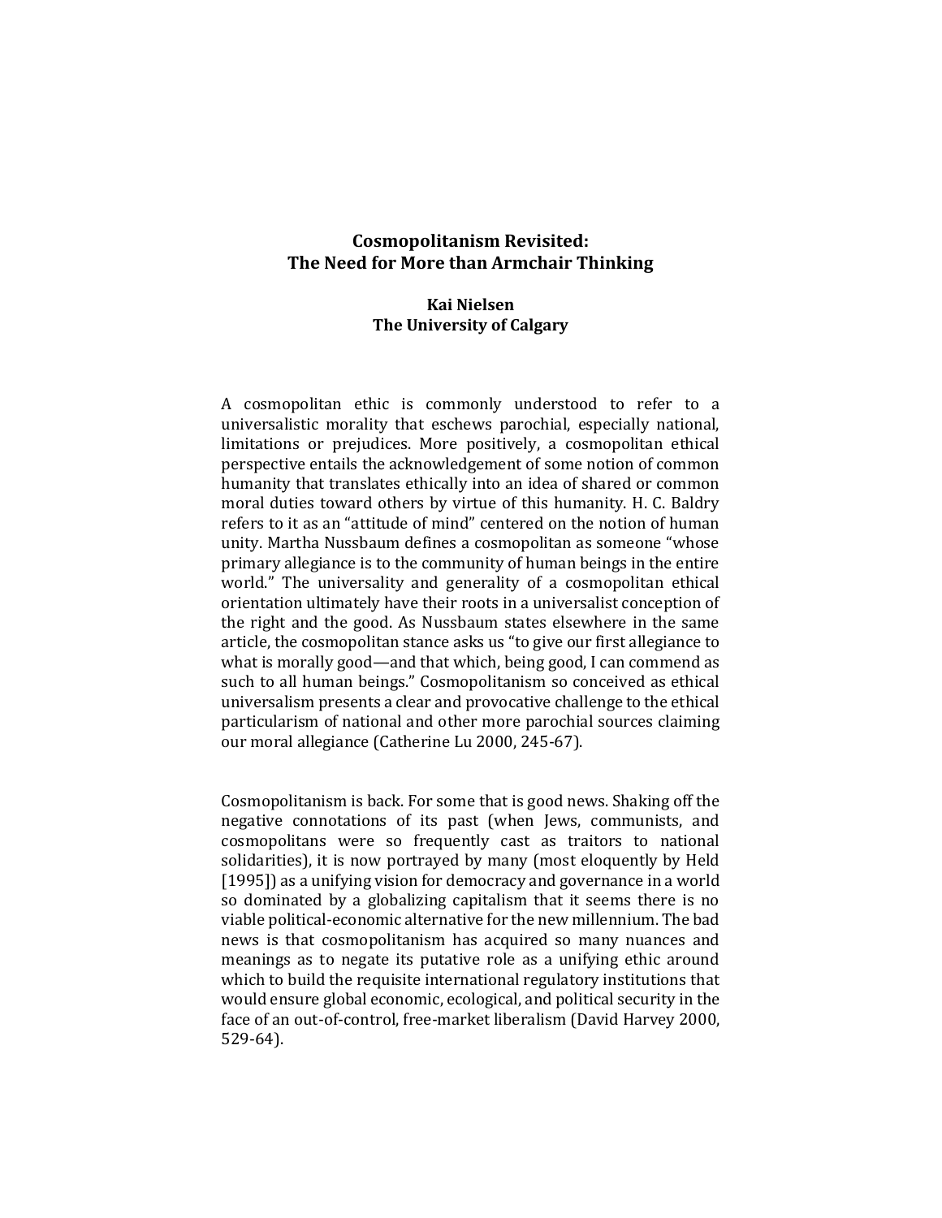# Cosmopolitanism Revisited: The Need for More than Armchair Thinking

**Kai Nielsen**
**The University of Calgary**

A cosmopolitan ethic is commonly understood to refer to a universalistic morality that eschews parochial, especially national, limitations or prejudices. More positively, a cosmopolitan ethical perspective entails the acknowledgement of some notion of common humanity that translates ethically into an idea of shared or common moral duties toward others by virtue of this humanity. H. C. Baldry refers to it as an "attitude of mind" centered on the notion of human unity. Martha Nussbaum defines a cosmopolitan as someone "whose primary allegiance is to the community of human beings in the entire world." The universality and generality of a cosmopolitan ethical orientation ultimately have their roots in a universalist conception of the right and the good. As Nussbaum states elsewhere in the same article, the cosmopolitan stance asks us "to give our first allegiance to what is morally good—and that which, being good, I can commend as such to all human beings." Cosmopolitanism so conceived as ethical universalism presents a clear and provocative challenge to the ethical particularism of national and other more parochial sources claiming our moral allegiance (Catherine Lu 2000, 245-67).

Cosmopolitanism is back. For some that is good news. Shaking off the negative connotations of its past (when Jews, communists, and cosmopolitans were so frequently cast as traitors to national solidarities), it is now portrayed by many (most eloquently by Held [1995]) as a unifying vision for democracy and governance in a world so dominated by a globalizing capitalism that it seems there is no viable political-economic alternative for the new millennium. The bad news is that cosmopolitanism has acquired so many nuances and meanings as to negate its putative role as a unifying ethic around which to build the requisite international regulatory institutions that would ensure global economic, ecological, and political security in the face of an out-of-control, free-market liberalism (David Harvey 2000, 529-64).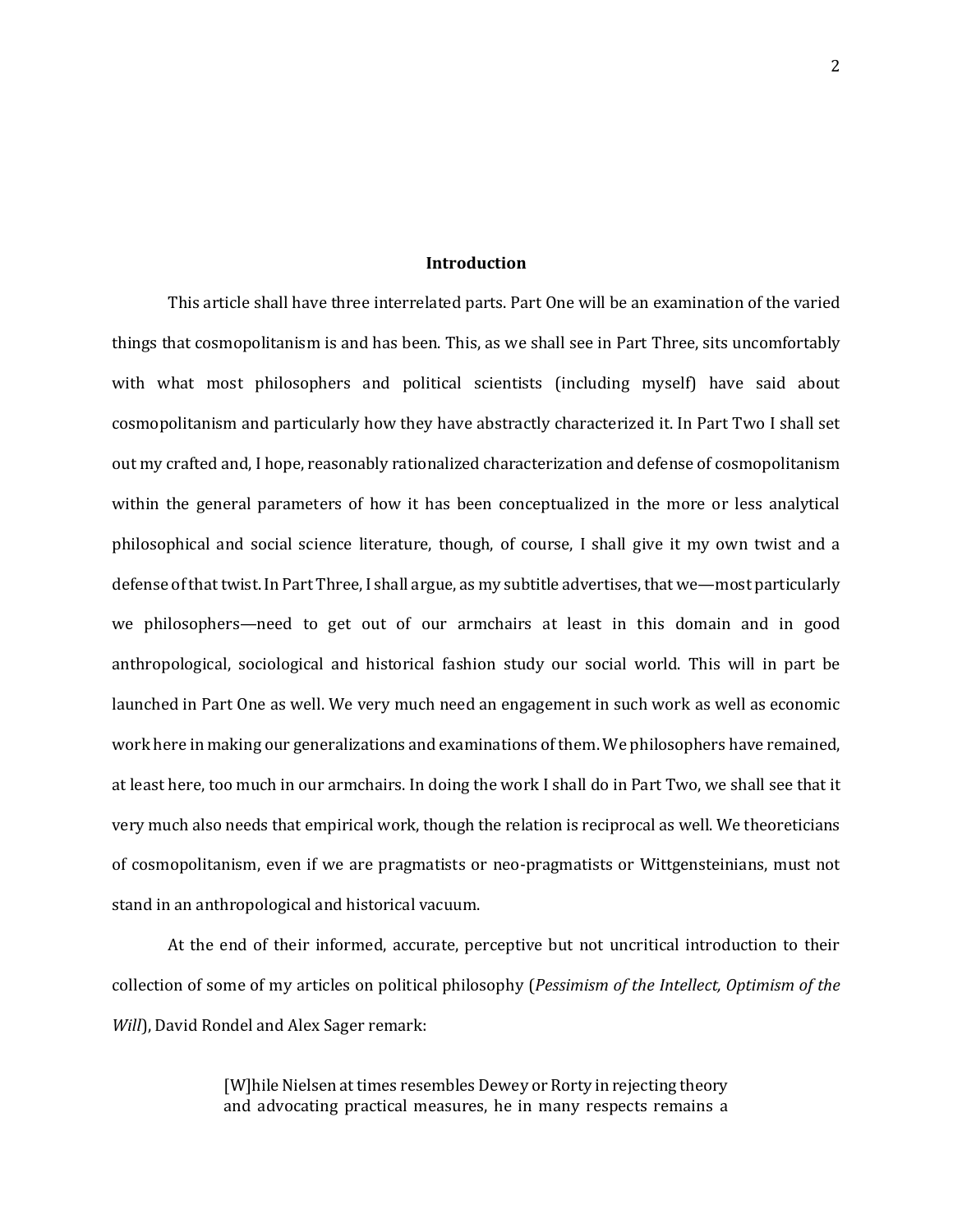## Introduction

This article shall have three interrelated parts. Part One will be an examination of the varied things that cosmopolitanism is and has been. This, as we shall see in Part Three, sits uncomfortably with what most philosophers and political scientists (including myself) have said about cosmopolitanism and particularly how they have abstractly characterized it. In Part Two I shall set out my crafted and, I hope, reasonably rationalized characterization and defense of cosmopolitanism within the general parameters of how it has been conceptualized in the more or less analytical philosophical and social science literature, though, of course, I shall give it my own twist and a defense of that twist. In Part Three, I shall argue, as my subtitle advertises, that we—most particularly we philosophers—need to get out of our armchairs at least in this domain and in good anthropological, sociological and historical fashion study our social world. This will in part be launched in Part One as well. We very much need an engagement in such work as well as economic work here in making our generalizations and examinations of them. We philosophers have remained, at least here, too much in our armchairs. In doing the work I shall do in Part Two, we shall see that it very much also needs that empirical work, though the relation is reciprocal as well. We theoreticians of cosmopolitanism, even if we are pragmatists or neo-pragmatists or Wittgensteinians, must not stand in an anthropological and historical vacuum.

At the end of their informed, accurate, perceptive but not uncritical introduction to their collection of some of my articles on political philosophy (*Pessimism of the Intellect, Optimism of the Will*), David Rondel and Alex Sager remark:

> [W]hile Nielsen at times resembles Dewey or Rorty in rejecting theory and advocating practical measures, he in many respects remains a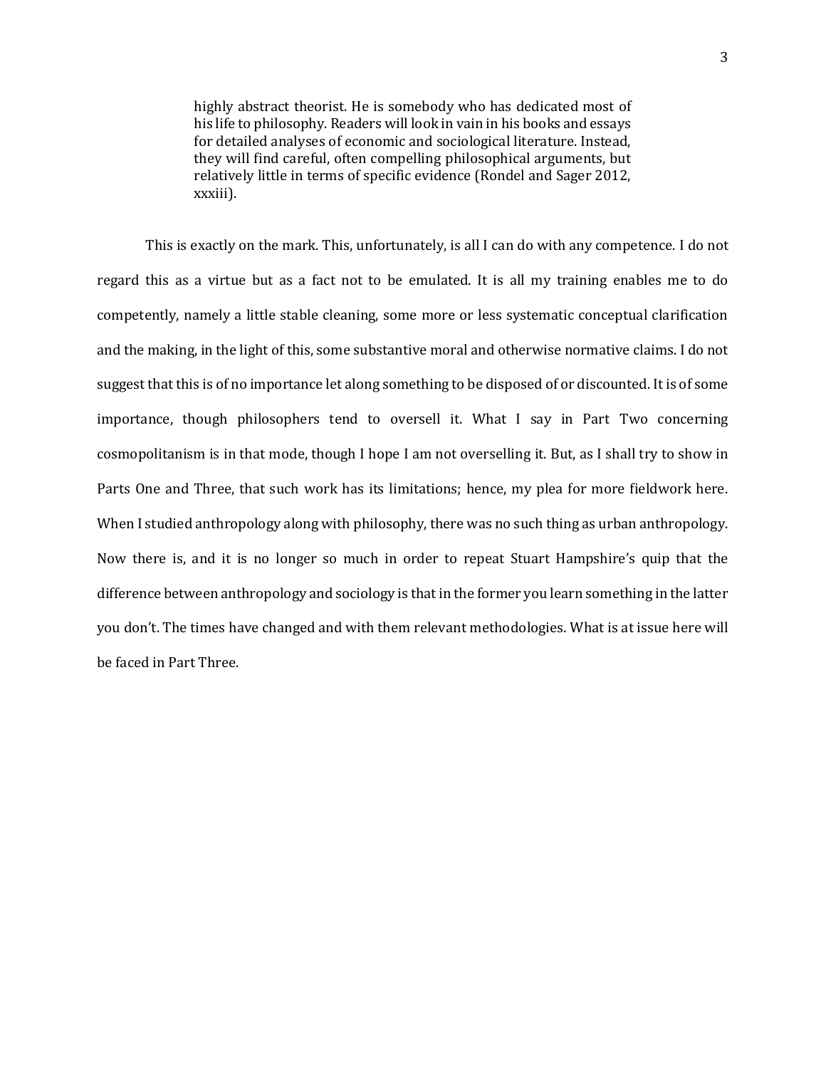> highly abstract theorist. He is somebody who has dedicated most of his life to philosophy. Readers will look in vain in his books and essays for detailed analyses of economic and sociological literature. Instead, they will find careful, often compelling philosophical arguments, but relatively little in terms of specific evidence (Rondel and Sager 2012, xxxiii).

This is exactly on the mark. This, unfortunately, is all I can do with any competence. I do not regard this as a virtue but as a fact not to be emulated. It is all my training enables me to do competently, namely a little stable cleaning, some more or less systematic conceptual clarification and the making, in the light of this, some substantive moral and otherwise normative claims. I do not suggest that this is of no importance let along something to be disposed of or discounted. It is of some importance, though philosophers tend to oversell it. What I say in Part Two concerning cosmopolitanism is in that mode, though I hope I am not overselling it. But, as I shall try to show in Parts One and Three, that such work has its limitations; hence, my plea for more fieldwork here. When I studied anthropology along with philosophy, there was no such thing as urban anthropology. Now there is, and it is no longer so much in order to repeat Stuart Hampshire's quip that the difference between anthropology and sociology is that in the former you learn something in the latter you don't. The times have changed and with them relevant methodologies. What is at issue here will be faced in Part Three.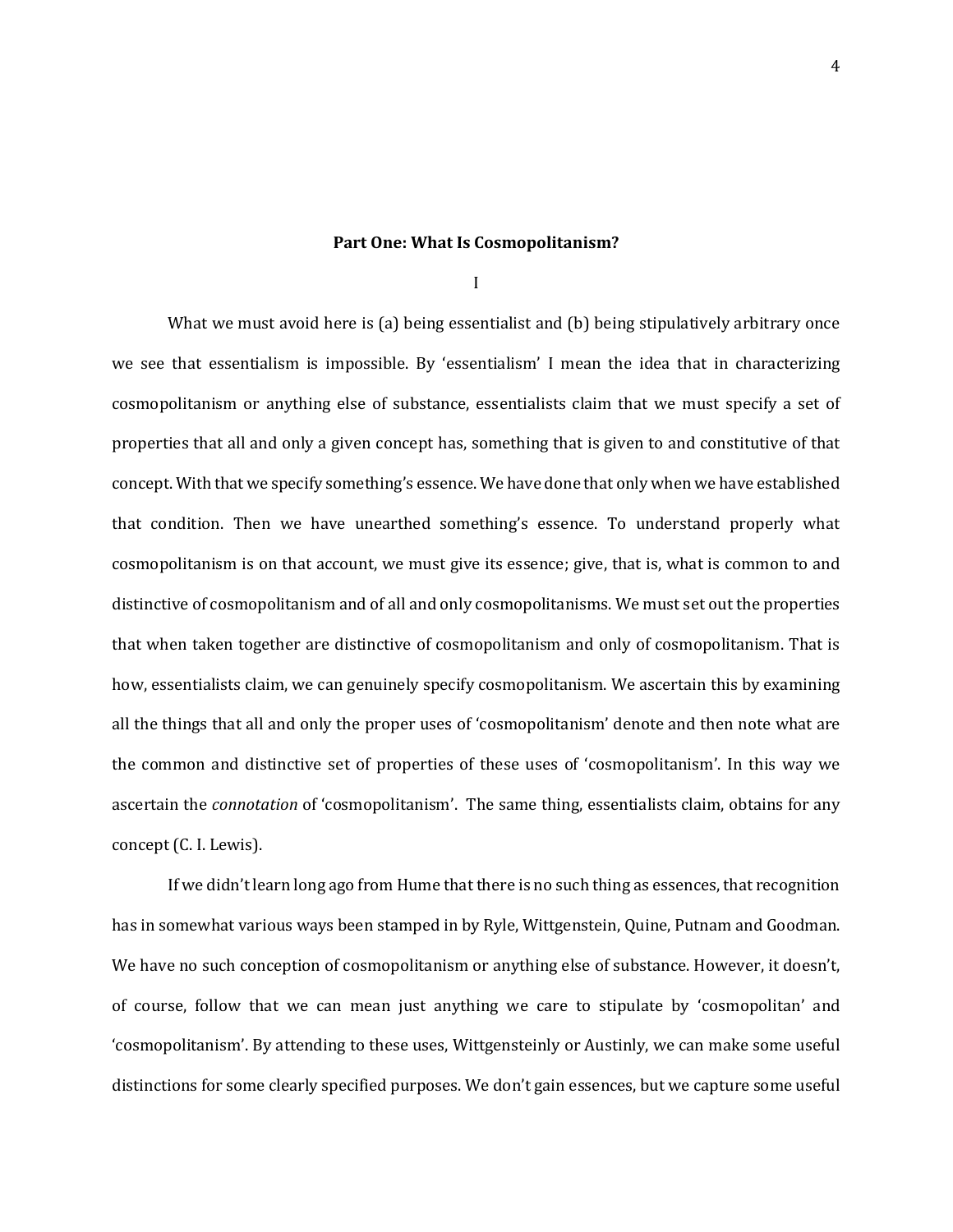## Part One: What Is Cosmopolitanism?

I

What we must avoid here is (a) being essentialist and (b) being stipulatively arbitrary once we see that essentialism is impossible. By 'essentialism' I mean the idea that in characterizing cosmopolitanism or anything else of substance, essentialists claim that we must specify a set of properties that all and only a given concept has, something that is given to and constitutive of that concept. With that we specify something's essence. We have done that only when we have established that condition. Then we have unearthed something's essence. To understand properly what cosmopolitanism is on that account, we must give its essence; give, that is, what is common to and distinctive of cosmopolitanism and of all and only cosmopolitanisms. We must set out the properties that when taken together are distinctive of cosmopolitanism and only of cosmopolitanism. That is how, essentialists claim, we can genuinely specify cosmopolitanism. We ascertain this by examining all the things that all and only the proper uses of 'cosmopolitanism' denote and then note what are the common and distinctive set of properties of these uses of 'cosmopolitanism'. In this way we ascertain the *connotation* of 'cosmopolitanism'. The same thing, essentialists claim, obtains for any concept (C. I. Lewis).

If we didn't learn long ago from Hume that there is no such thing as essences, that recognition has in somewhat various ways been stamped in by Ryle, Wittgenstein, Quine, Putnam and Goodman. We have no such conception of cosmopolitanism or anything else of substance. However, it doesn't, of course, follow that we can mean just anything we care to stipulate by 'cosmopolitan' and 'cosmopolitanism'. By attending to these uses, Wittgensteinly or Austinly, we can make some useful distinctions for some clearly specified purposes. We don't gain essences, but we capture some useful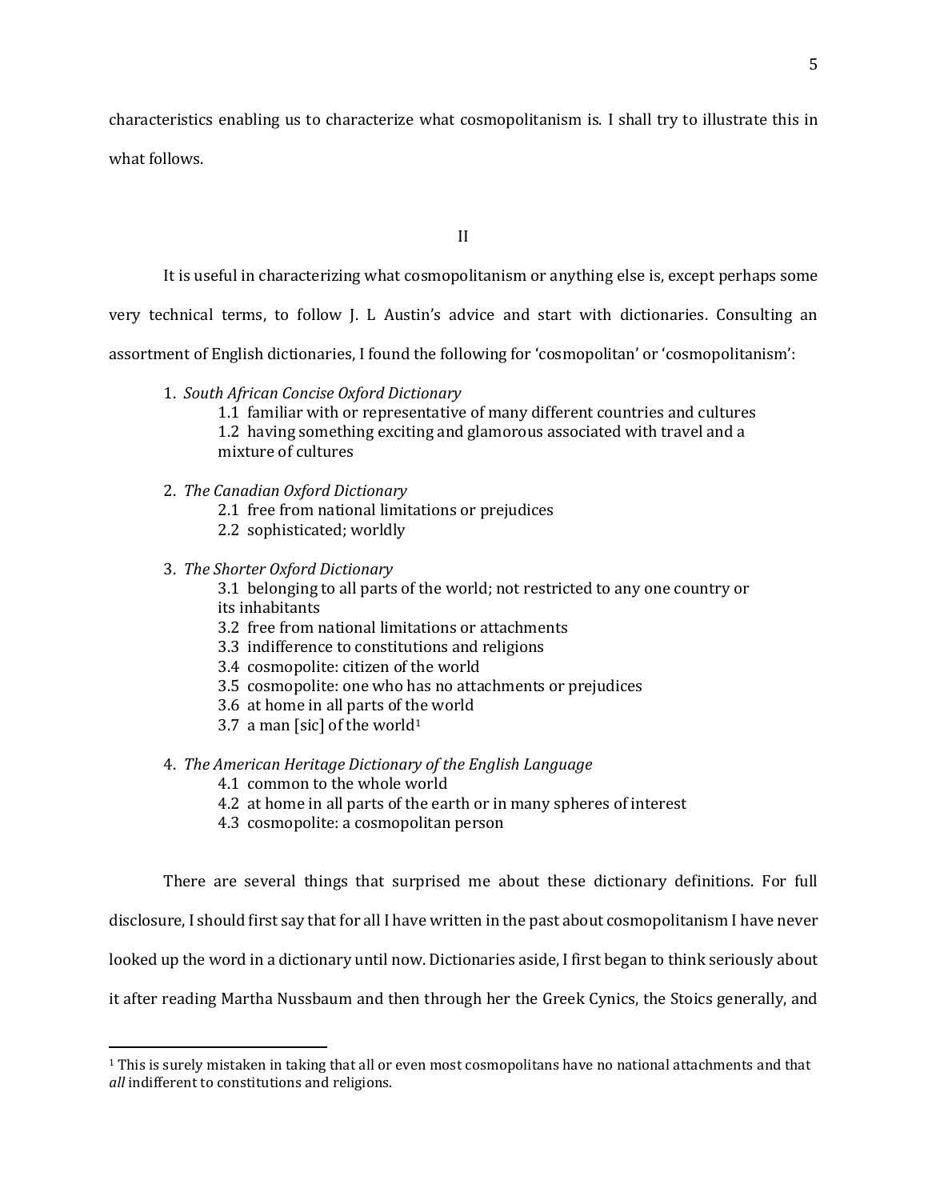characteristics enabling us to characterize what cosmopolitanism is. I shall try to illustrate this in what follows.

## II

It is useful in characterizing what cosmopolitanism or anything else is, except perhaps some very technical terms, to follow J. L Austin's advice and start with dictionaries. Consulting an assortment of English dictionaries, I found the following for 'cosmopolitan' or 'cosmopolitanism':

1. *South African Concise Oxford Dictionary*
   - 1.1 familiar with or representative of many different countries and cultures
   - 1.2 having something exciting and glamorous associated with travel and a mixture of cultures

2. *The Canadian Oxford Dictionary*
   - 2.1 free from national limitations or prejudices
   - 2.2 sophisticated; worldly

3. *The Shorter Oxford Dictionary*
   - 3.1 belonging to all parts of the world; not restricted to any one country or its inhabitants
   - 3.2 free from national limitations or attachments
   - 3.3 indifference to constitutions and religions
   - 3.4 cosmopolite: citizen of the world
   - 3.5 cosmopolite: one who has no attachments or prejudices
   - 3.6 at home in all parts of the world
   - 3.7 a man [sic] of the world[1]

4. *The American Heritage Dictionary of the English Language*
   - 4.1 common to the whole world
   - 4.2 at home in all parts of the earth or in many spheres of interest
   - 4.3 cosmopolite: a cosmopolitan person

There are several things that surprised me about these dictionary definitions. For full disclosure, I should first say that for all I have written in the past about cosmopolitanism I have never looked up the word in a dictionary until now. Dictionaries aside, I first began to think seriously about it after reading Martha Nussbaum and then through her the Greek Cynics, the Stoics generally, and

[1] This is surely mistaken in taking that all or even most cosmopolitans have no national attachments and that *all* indifferent to constitutions and religions.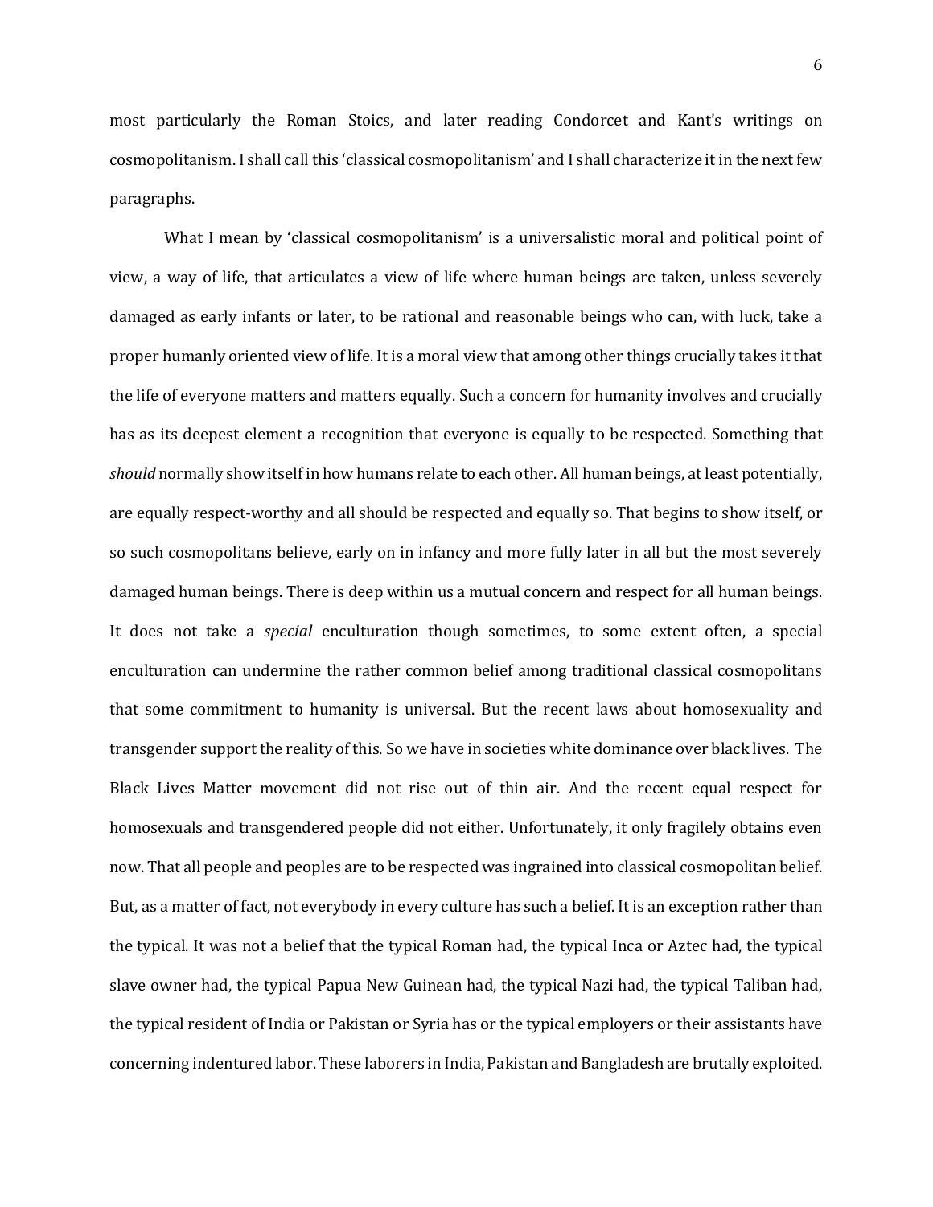most particularly the Roman Stoics, and later reading Condorcet and Kant's writings on cosmopolitanism. I shall call this 'classical cosmopolitanism' and I shall characterize it in the next few paragraphs.

What I mean by 'classical cosmopolitanism' is a universalistic moral and political point of view, a way of life, that articulates a view of life where human beings are taken, unless severely damaged as early infants or later, to be rational and reasonable beings who can, with luck, take a proper humanly oriented view of life. It is a moral view that among other things crucially takes it that the life of everyone matters and matters equally. Such a concern for humanity involves and crucially has as its deepest element a recognition that everyone is equally to be respected. Something that *should* normally show itself in how humans relate to each other. All human beings, at least potentially, are equally respect-worthy and all should be respected and equally so. That begins to show itself, or so such cosmopolitans believe, early on in infancy and more fully later in all but the most severely damaged human beings. There is deep within us a mutual concern and respect for all human beings. It does not take a *special* enculturation though sometimes, to some extent often, a special enculturation can undermine the rather common belief among traditional classical cosmopolitans that some commitment to humanity is universal. But the recent laws about homosexuality and transgender support the reality of this. So we have in societies white dominance over black lives. The Black Lives Matter movement did not rise out of thin air. And the recent equal respect for homosexuals and transgendered people did not either. Unfortunately, it only fragilely obtains even now. That all people and peoples are to be respected was ingrained into classical cosmopolitan belief. But, as a matter of fact, not everybody in every culture has such a belief. It is an exception rather than the typical. It was not a belief that the typical Roman had, the typical Inca or Aztec had, the typical slave owner had, the typical Papua New Guinean had, the typical Nazi had, the typical Taliban had, the typical resident of India or Pakistan or Syria has or the typical employers or their assistants have concerning indentured labor. These laborers in India, Pakistan and Bangladesh are brutally exploited.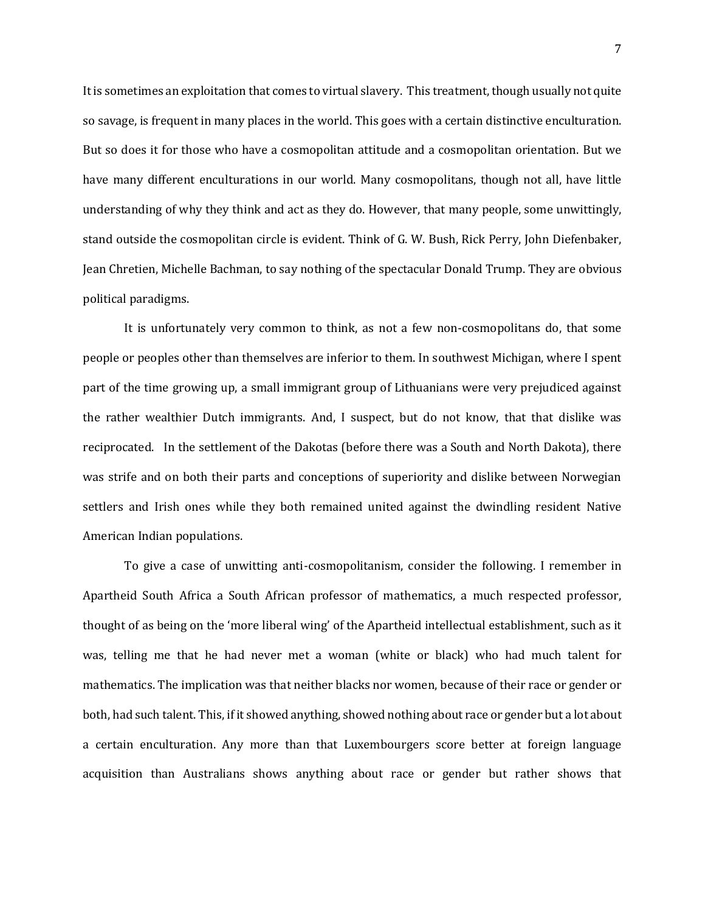It is sometimes an exploitation that comes to virtual slavery. This treatment, though usually not quite so savage, is frequent in many places in the world. This goes with a certain distinctive enculturation. But so does it for those who have a cosmopolitan attitude and a cosmopolitan orientation. But we have many different enculturations in our world. Many cosmopolitans, though not all, have little understanding of why they think and act as they do. However, that many people, some unwittingly, stand outside the cosmopolitan circle is evident. Think of G. W. Bush, Rick Perry, John Diefenbaker, Jean Chretien, Michelle Bachman, to say nothing of the spectacular Donald Trump. They are obvious political paradigms.

It is unfortunately very common to think, as not a few non-cosmopolitans do, that some people or peoples other than themselves are inferior to them. In southwest Michigan, where I spent part of the time growing up, a small immigrant group of Lithuanians were very prejudiced against the rather wealthier Dutch immigrants. And, I suspect, but do not know, that that dislike was reciprocated. In the settlement of the Dakotas (before there was a South and North Dakota), there was strife and on both their parts and conceptions of superiority and dislike between Norwegian settlers and Irish ones while they both remained united against the dwindling resident Native American Indian populations.

To give a case of unwitting anti-cosmopolitanism, consider the following. I remember in Apartheid South Africa a South African professor of mathematics, a much respected professor, thought of as being on the 'more liberal wing' of the Apartheid intellectual establishment, such as it was, telling me that he had never met a woman (white or black) who had much talent for mathematics. The implication was that neither blacks nor women, because of their race or gender or both, had such talent. This, if it showed anything, showed nothing about race or gender but a lot about a certain enculturation. Any more than that Luxembourgers score better at foreign language acquisition than Australians shows anything about race or gender but rather shows that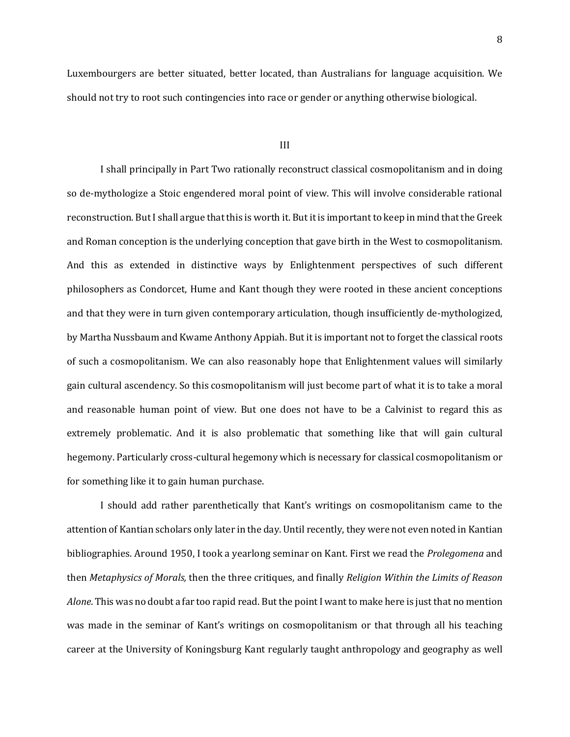Luxembourgers are better situated, better located, than Australians for language acquisition. We should not try to root such contingencies into race or gender or anything otherwise biological.

## III

I shall principally in Part Two rationally reconstruct classical cosmopolitanism and in doing so de-mythologize a Stoic engendered moral point of view. This will involve considerable rational reconstruction. But I shall argue that this is worth it. But it is important to keep in mind that the Greek and Roman conception is the underlying conception that gave birth in the West to cosmopolitanism. And this as extended in distinctive ways by Enlightenment perspectives of such different philosophers as Condorcet, Hume and Kant though they were rooted in these ancient conceptions and that they were in turn given contemporary articulation, though insufficiently de-mythologized, by Martha Nussbaum and Kwame Anthony Appiah. But it is important not to forget the classical roots of such a cosmopolitanism. We can also reasonably hope that Enlightenment values will similarly gain cultural ascendency. So this cosmopolitanism will just become part of what it is to take a moral and reasonable human point of view. But one does not have to be a Calvinist to regard this as extremely problematic. And it is also problematic that something like that will gain cultural hegemony. Particularly cross-cultural hegemony which is necessary for classical cosmopolitanism or for something like it to gain human purchase.

I should add rather parenthetically that Kant's writings on cosmopolitanism came to the attention of Kantian scholars only later in the day. Until recently, they were not even noted in Kantian bibliographies. Around 1950, I took a yearlong seminar on Kant. First we read the *Prolegomena* and then *Metaphysics of Morals,* then the three critiques, and finally *Religion Within the Limits of Reason Alone*. This was no doubt a far too rapid read. But the point I want to make here is just that no mention was made in the seminar of Kant's writings on cosmopolitanism or that through all his teaching career at the University of Koningsburg Kant regularly taught anthropology and geography as well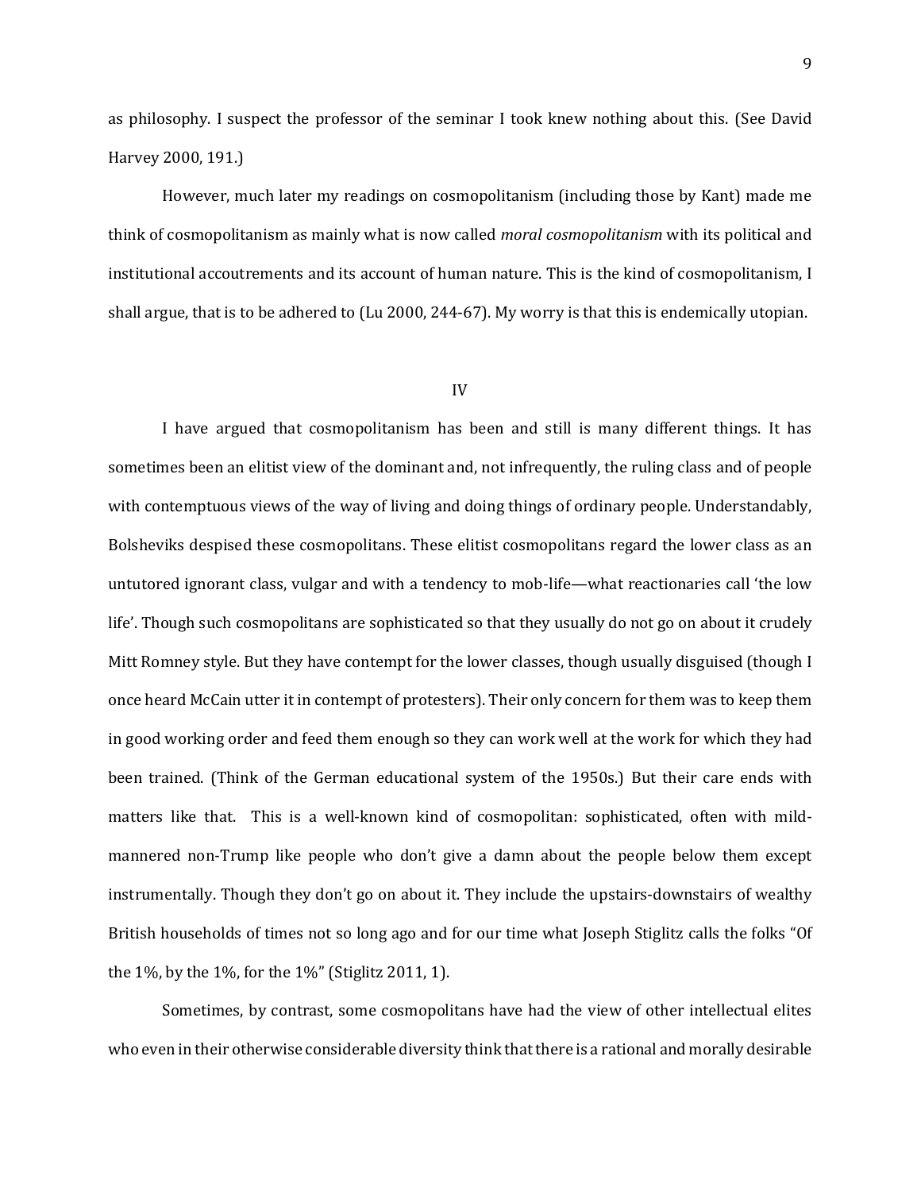as philosophy. I suspect the professor of the seminar I took knew nothing about this. (See David Harvey 2000, 191.)

However, much later my readings on cosmopolitanism (including those by Kant) made me think of cosmopolitanism as mainly what is now called *moral cosmopolitanism* with its political and institutional accoutrements and its account of human nature. This is the kind of cosmopolitanism, I shall argue, that is to be adhered to (Lu 2000, 244-67). My worry is that this is endemically utopian.

## IV

I have argued that cosmopolitanism has been and still is many different things. It has sometimes been an elitist view of the dominant and, not infrequently, the ruling class and of people with contemptuous views of the way of living and doing things of ordinary people. Understandably, Bolsheviks despised these cosmopolitans. These elitist cosmopolitans regard the lower class as an untutored ignorant class, vulgar and with a tendency to mob-life—what reactionaries call 'the low life'. Though such cosmopolitans are sophisticated so that they usually do not go on about it crudely Mitt Romney style. But they have contempt for the lower classes, though usually disguised (though I once heard McCain utter it in contempt of protesters). Their only concern for them was to keep them in good working order and feed them enough so they can work well at the work for which they had been trained. (Think of the German educational system of the 1950s.) But their care ends with matters like that. This is a well-known kind of cosmopolitan: sophisticated, often with mild-mannered non-Trump like people who don't give a damn about the people below them except instrumentally. Though they don't go on about it. They include the upstairs-downstairs of wealthy British households of times not so long ago and for our time what Joseph Stiglitz calls the folks "Of the 1%, by the 1%, for the 1%" (Stiglitz 2011, 1).

Sometimes, by contrast, some cosmopolitans have had the view of other intellectual elites who even in their otherwise considerable diversity think that there is a rational and morally desirable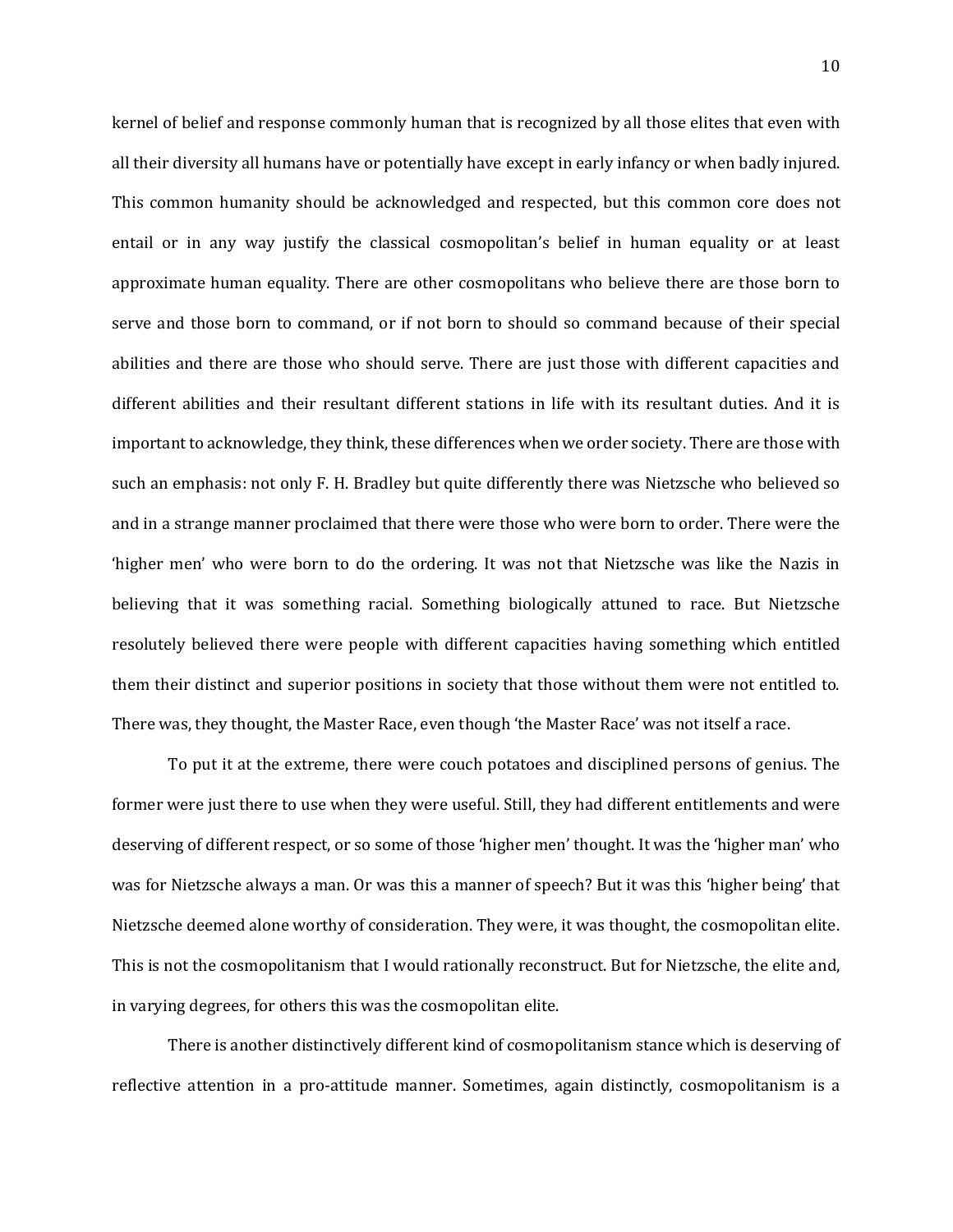kernel of belief and response commonly human that is recognized by all those elites that even with all their diversity all humans have or potentially have except in early infancy or when badly injured. This common humanity should be acknowledged and respected, but this common core does not entail or in any way justify the classical cosmopolitan's belief in human equality or at least approximate human equality. There are other cosmopolitans who believe there are those born to serve and those born to command, or if not born to should so command because of their special abilities and there are those who should serve. There are just those with different capacities and different abilities and their resultant different stations in life with its resultant duties. And it is important to acknowledge, they think, these differences when we order society. There are those with such an emphasis: not only F. H. Bradley but quite differently there was Nietzsche who believed so and in a strange manner proclaimed that there were those who were born to order. There were the 'higher men' who were born to do the ordering. It was not that Nietzsche was like the Nazis in believing that it was something racial. Something biologically attuned to race. But Nietzsche resolutely believed there were people with different capacities having something which entitled them their distinct and superior positions in society that those without them were not entitled to. There was, they thought, the Master Race, even though 'the Master Race' was not itself a race.

To put it at the extreme, there were couch potatoes and disciplined persons of genius. The former were just there to use when they were useful. Still, they had different entitlements and were deserving of different respect, or so some of those 'higher men' thought. It was the 'higher man' who was for Nietzsche always a man. Or was this a manner of speech? But it was this 'higher being' that Nietzsche deemed alone worthy of consideration. They were, it was thought, the cosmopolitan elite. This is not the cosmopolitanism that I would rationally reconstruct. But for Nietzsche, the elite and, in varying degrees, for others this was the cosmopolitan elite.

There is another distinctively different kind of cosmopolitanism stance which is deserving of reflective attention in a pro-attitude manner. Sometimes, again distinctly, cosmopolitanism is a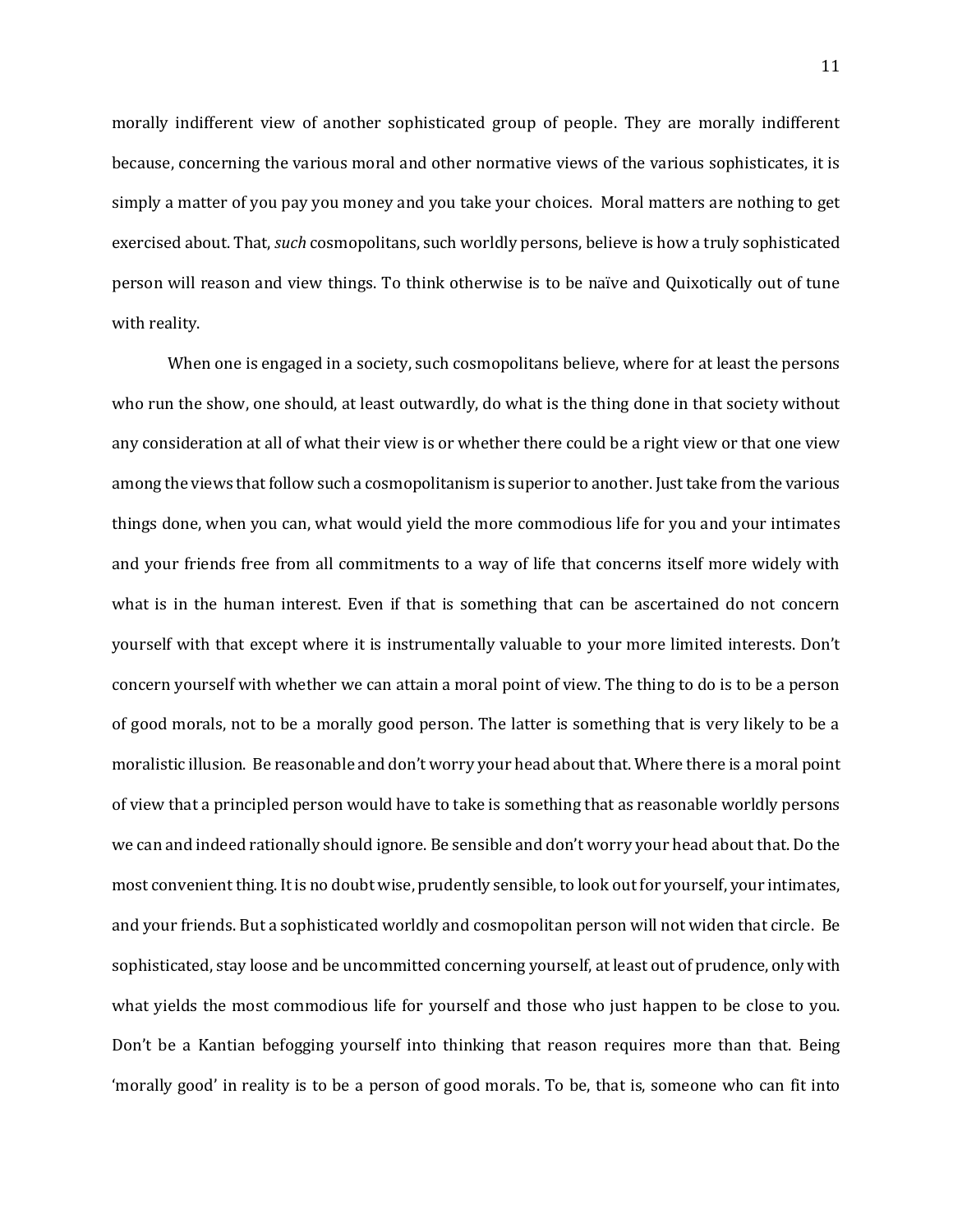morally indifferent view of another sophisticated group of people. They are morally indifferent because, concerning the various moral and other normative views of the various sophisticates, it is simply a matter of you pay you money and you take your choices. Moral matters are nothing to get exercised about. That, *such* cosmopolitans, such worldly persons, believe is how a truly sophisticated person will reason and view things. To think otherwise is to be naïve and Quixotically out of tune with reality.

When one is engaged in a society, such cosmopolitans believe, where for at least the persons who run the show, one should, at least outwardly, do what is the thing done in that society without any consideration at all of what their view is or whether there could be a right view or that one view among the views that follow such a cosmopolitanism is superior to another. Just take from the various things done, when you can, what would yield the more commodious life for you and your intimates and your friends free from all commitments to a way of life that concerns itself more widely with what is in the human interest. Even if that is something that can be ascertained do not concern yourself with that except where it is instrumentally valuable to your more limited interests. Don't concern yourself with whether we can attain a moral point of view. The thing to do is to be a person of good morals, not to be a morally good person. The latter is something that is very likely to be a moralistic illusion. Be reasonable and don't worry your head about that. Where there is a moral point of view that a principled person would have to take is something that as reasonable worldly persons we can and indeed rationally should ignore. Be sensible and don't worry your head about that. Do the most convenient thing. It is no doubt wise, prudently sensible, to look out for yourself, your intimates, and your friends. But a sophisticated worldly and cosmopolitan person will not widen that circle. Be sophisticated, stay loose and be uncommitted concerning yourself, at least out of prudence, only with what yields the most commodious life for yourself and those who just happen to be close to you. Don't be a Kantian befogging yourself into thinking that reason requires more than that. Being 'morally good' in reality is to be a person of good morals. To be, that is, someone who can fit into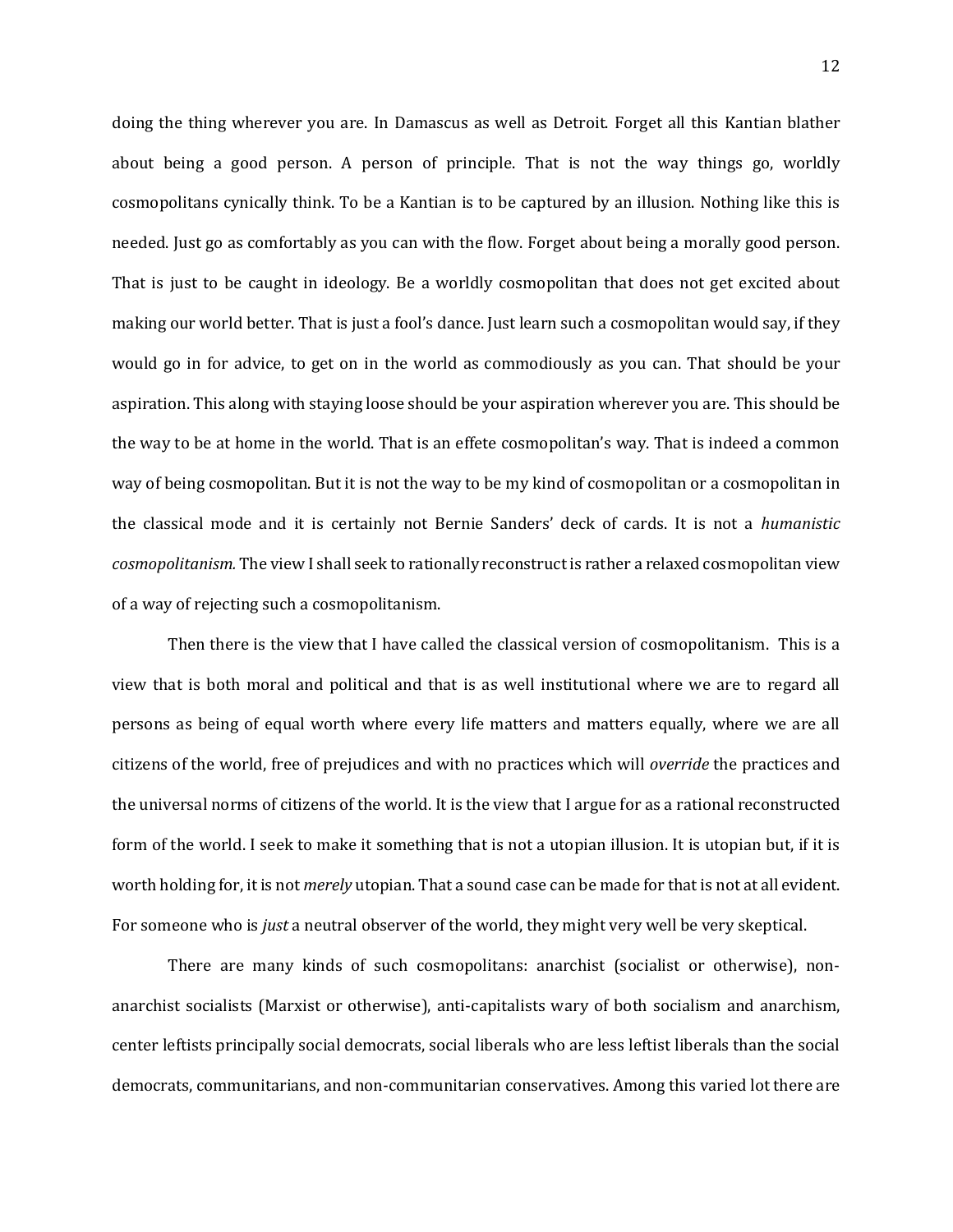doing the thing wherever you are. In Damascus as well as Detroit. Forget all this Kantian blather about being a good person. A person of principle. That is not the way things go, worldly cosmopolitans cynically think. To be a Kantian is to be captured by an illusion. Nothing like this is needed. Just go as comfortably as you can with the flow. Forget about being a morally good person. That is just to be caught in ideology. Be a worldly cosmopolitan that does not get excited about making our world better. That is just a fool's dance. Just learn such a cosmopolitan would say, if they would go in for advice, to get on in the world as commodiously as you can. That should be your aspiration. This along with staying loose should be your aspiration wherever you are. This should be the way to be at home in the world. That is an effete cosmopolitan's way. That is indeed a common way of being cosmopolitan. But it is not the way to be my kind of cosmopolitan or a cosmopolitan in the classical mode and it is certainly not Bernie Sanders' deck of cards. It is not a *humanistic cosmopolitanism.* The view I shall seek to rationally reconstruct is rather a relaxed cosmopolitan view of a way of rejecting such a cosmopolitanism.

Then there is the view that I have called the classical version of cosmopolitanism. This is a view that is both moral and political and that is as well institutional where we are to regard all persons as being of equal worth where every life matters and matters equally, where we are all citizens of the world, free of prejudices and with no practices which will *override* the practices and the universal norms of citizens of the world. It is the view that I argue for as a rational reconstructed form of the world. I seek to make it something that is not a utopian illusion. It is utopian but, if it is worth holding for, it is not *merely* utopian. That a sound case can be made for that is not at all evident. For someone who is *just* a neutral observer of the world, they might very well be very skeptical.

There are many kinds of such cosmopolitans: anarchist (socialist or otherwise), non-anarchist socialists (Marxist or otherwise), anti-capitalists wary of both socialism and anarchism, center leftists principally social democrats, social liberals who are less leftist liberals than the social democrats, communitarians, and non-communitarian conservatives. Among this varied lot there are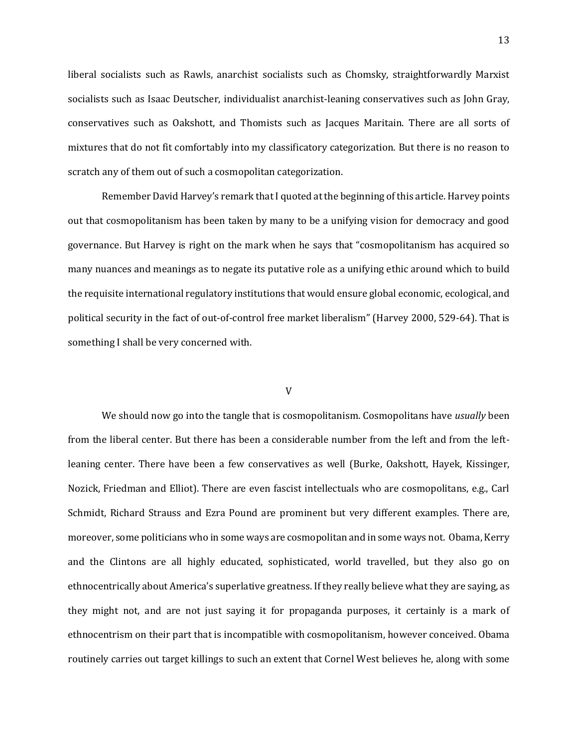liberal socialists such as Rawls, anarchist socialists such as Chomsky, straightforwardly Marxist socialists such as Isaac Deutscher, individualist anarchist-leaning conservatives such as John Gray, conservatives such as Oakshott, and Thomists such as Jacques Maritain. There are all sorts of mixtures that do not fit comfortably into my classificatory categorization. But there is no reason to scratch any of them out of such a cosmopolitan categorization.

Remember David Harvey's remark that I quoted at the beginning of this article. Harvey points out that cosmopolitanism has been taken by many to be a unifying vision for democracy and good governance. But Harvey is right on the mark when he says that "cosmopolitanism has acquired so many nuances and meanings as to negate its putative role as a unifying ethic around which to build the requisite international regulatory institutions that would ensure global economic, ecological, and political security in the fact of out-of-control free market liberalism" (Harvey 2000, 529-64). That is something I shall be very concerned with.

## V

We should now go into the tangle that is cosmopolitanism. Cosmopolitans have *usually* been from the liberal center. But there has been a considerable number from the left and from the left-leaning center. There have been a few conservatives as well (Burke, Oakshott, Hayek, Kissinger, Nozick, Friedman and Elliot). There are even fascist intellectuals who are cosmopolitans, e.g., Carl Schmidt, Richard Strauss and Ezra Pound are prominent but very different examples. There are, moreover, some politicians who in some ways are cosmopolitan and in some ways not. Obama, Kerry and the Clintons are all highly educated, sophisticated, world travelled, but they also go on ethnocentrically about America's superlative greatness. If they really believe what they are saying, as they might not, and are not just saying it for propaganda purposes, it certainly is a mark of ethnocentrism on their part that is incompatible with cosmopolitanism, however conceived. Obama routinely carries out target killings to such an extent that Cornel West believes he, along with some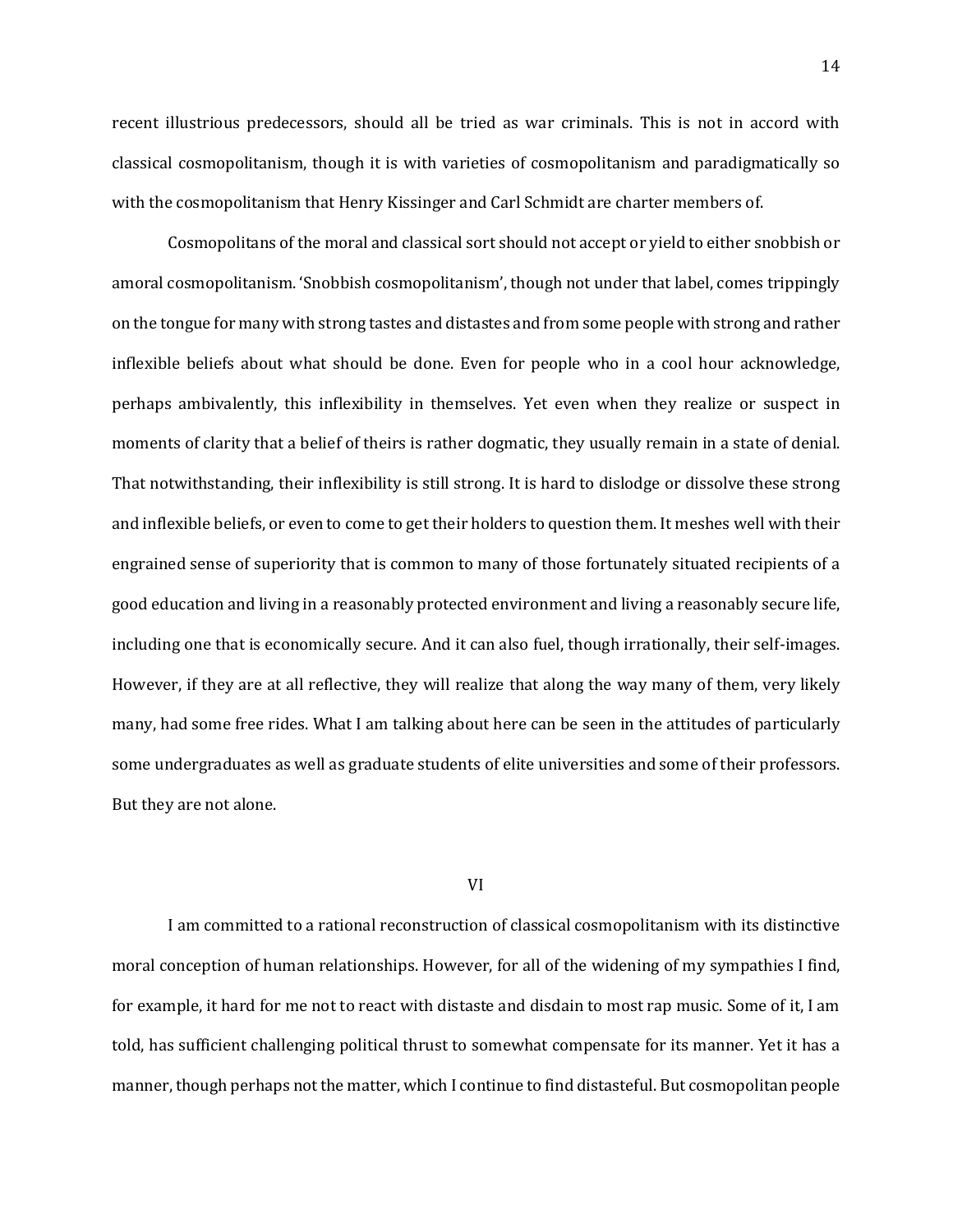recent illustrious predecessors, should all be tried as war criminals. This is not in accord with classical cosmopolitanism, though it is with varieties of cosmopolitanism and paradigmatically so with the cosmopolitanism that Henry Kissinger and Carl Schmidt are charter members of.

Cosmopolitans of the moral and classical sort should not accept or yield to either snobbish or amoral cosmopolitanism. 'Snobbish cosmopolitanism', though not under that label, comes trippingly on the tongue for many with strong tastes and distastes and from some people with strong and rather inflexible beliefs about what should be done. Even for people who in a cool hour acknowledge, perhaps ambivalently, this inflexibility in themselves. Yet even when they realize or suspect in moments of clarity that a belief of theirs is rather dogmatic, they usually remain in a state of denial. That notwithstanding, their inflexibility is still strong. It is hard to dislodge or dissolve these strong and inflexible beliefs, or even to come to get their holders to question them. It meshes well with their engrained sense of superiority that is common to many of those fortunately situated recipients of a good education and living in a reasonably protected environment and living a reasonably secure life, including one that is economically secure. And it can also fuel, though irrationally, their self-images. However, if they are at all reflective, they will realize that along the way many of them, very likely many, had some free rides. What I am talking about here can be seen in the attitudes of particularly some undergraduates as well as graduate students of elite universities and some of their professors. But they are not alone.

## VI

I am committed to a rational reconstruction of classical cosmopolitanism with its distinctive moral conception of human relationships. However, for all of the widening of my sympathies I find, for example, it hard for me not to react with distaste and disdain to most rap music. Some of it, I am told, has sufficient challenging political thrust to somewhat compensate for its manner. Yet it has a manner, though perhaps not the matter, which I continue to find distasteful. But cosmopolitan people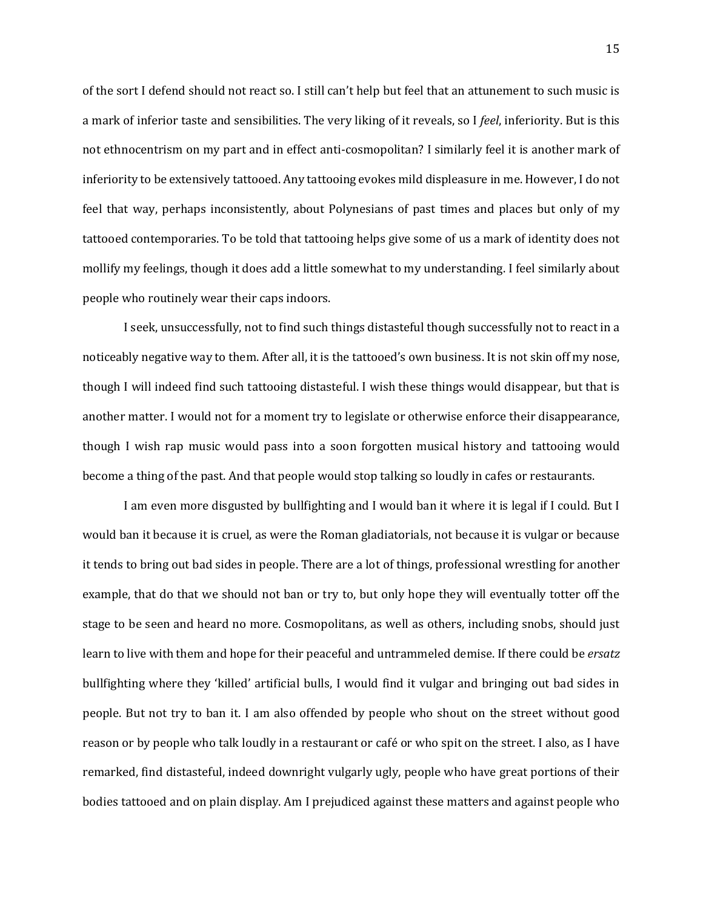of the sort I defend should not react so. I still can't help but feel that an attunement to such music is a mark of inferior taste and sensibilities. The very liking of it reveals, so I *feel*, inferiority. But is this not ethnocentrism on my part and in effect anti-cosmopolitan? I similarly feel it is another mark of inferiority to be extensively tattooed. Any tattooing evokes mild displeasure in me. However, I do not feel that way, perhaps inconsistently, about Polynesians of past times and places but only of my tattooed contemporaries. To be told that tattooing helps give some of us a mark of identity does not mollify my feelings, though it does add a little somewhat to my understanding. I feel similarly about people who routinely wear their caps indoors.

I seek, unsuccessfully, not to find such things distasteful though successfully not to react in a noticeably negative way to them. After all, it is the tattooed's own business. It is not skin off my nose, though I will indeed find such tattooing distasteful. I wish these things would disappear, but that is another matter. I would not for a moment try to legislate or otherwise enforce their disappearance, though I wish rap music would pass into a soon forgotten musical history and tattooing would become a thing of the past. And that people would stop talking so loudly in cafes or restaurants.

I am even more disgusted by bullfighting and I would ban it where it is legal if I could. But I would ban it because it is cruel, as were the Roman gladiatorials, not because it is vulgar or because it tends to bring out bad sides in people. There are a lot of things, professional wrestling for another example, that do that we should not ban or try to, but only hope they will eventually totter off the stage to be seen and heard no more. Cosmopolitans, as well as others, including snobs, should just learn to live with them and hope for their peaceful and untrammeled demise. If there could be *ersatz* bullfighting where they 'killed' artificial bulls, I would find it vulgar and bringing out bad sides in people. But not try to ban it. I am also offended by people who shout on the street without good reason or by people who talk loudly in a restaurant or café or who spit on the street. I also, as I have remarked, find distasteful, indeed downright vulgarly ugly, people who have great portions of their bodies tattooed and on plain display. Am I prejudiced against these matters and against people who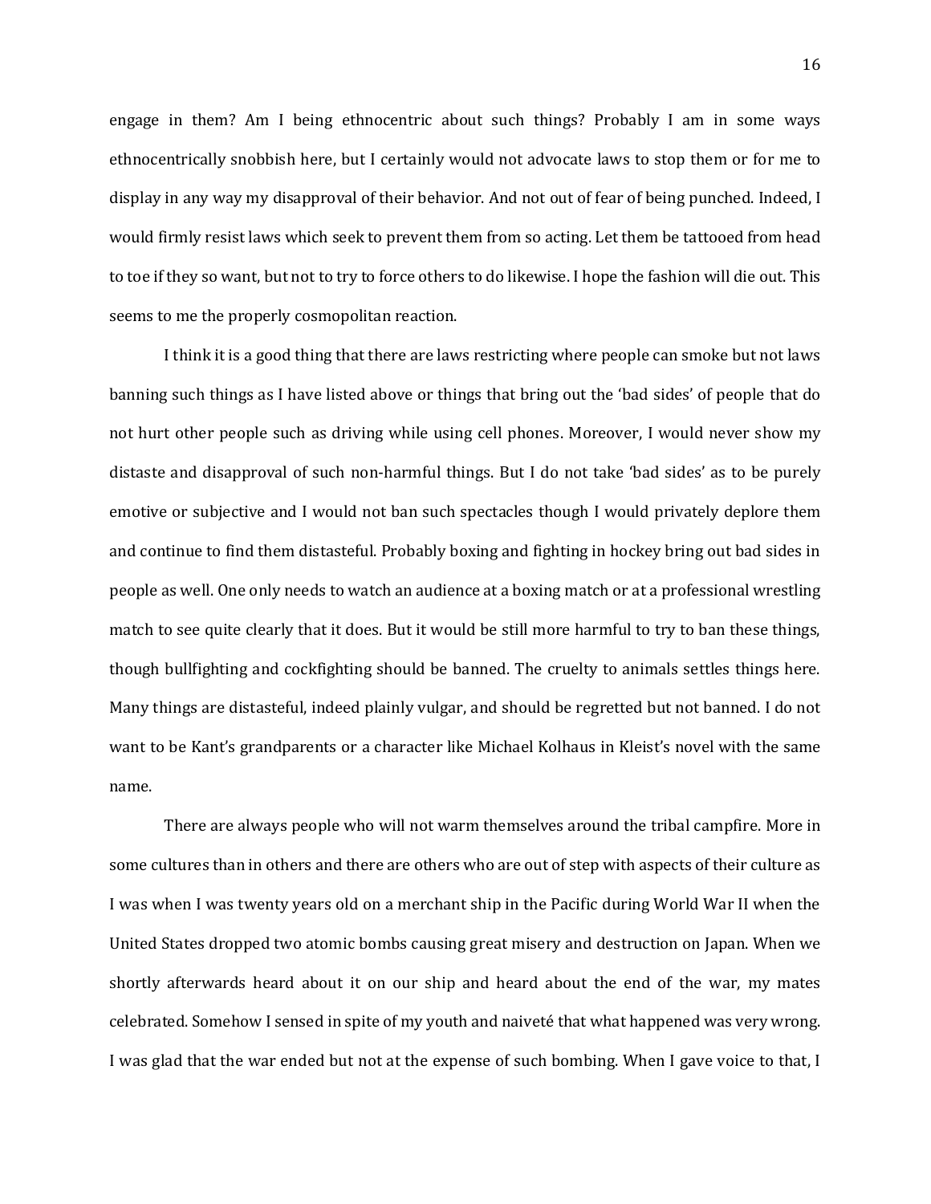engage in them? Am I being ethnocentric about such things? Probably I am in some ways ethnocentrically snobbish here, but I certainly would not advocate laws to stop them or for me to display in any way my disapproval of their behavior. And not out of fear of being punched. Indeed, I would firmly resist laws which seek to prevent them from so acting. Let them be tattooed from head to toe if they so want, but not to try to force others to do likewise. I hope the fashion will die out. This seems to me the properly cosmopolitan reaction.

I think it is a good thing that there are laws restricting where people can smoke but not laws banning such things as I have listed above or things that bring out the 'bad sides' of people that do not hurt other people such as driving while using cell phones. Moreover, I would never show my distaste and disapproval of such non-harmful things. But I do not take 'bad sides' as to be purely emotive or subjective and I would not ban such spectacles though I would privately deplore them and continue to find them distasteful. Probably boxing and fighting in hockey bring out bad sides in people as well. One only needs to watch an audience at a boxing match or at a professional wrestling match to see quite clearly that it does. But it would be still more harmful to try to ban these things, though bullfighting and cockfighting should be banned. The cruelty to animals settles things here. Many things are distasteful, indeed plainly vulgar, and should be regretted but not banned. I do not want to be Kant's grandparents or a character like Michael Kolhaus in Kleist's novel with the same name.

There are always people who will not warm themselves around the tribal campfire. More in some cultures than in others and there are others who are out of step with aspects of their culture as I was when I was twenty years old on a merchant ship in the Pacific during World War II when the United States dropped two atomic bombs causing great misery and destruction on Japan. When we shortly afterwards heard about it on our ship and heard about the end of the war, my mates celebrated. Somehow I sensed in spite of my youth and naiveté that what happened was very wrong. I was glad that the war ended but not at the expense of such bombing. When I gave voice to that, I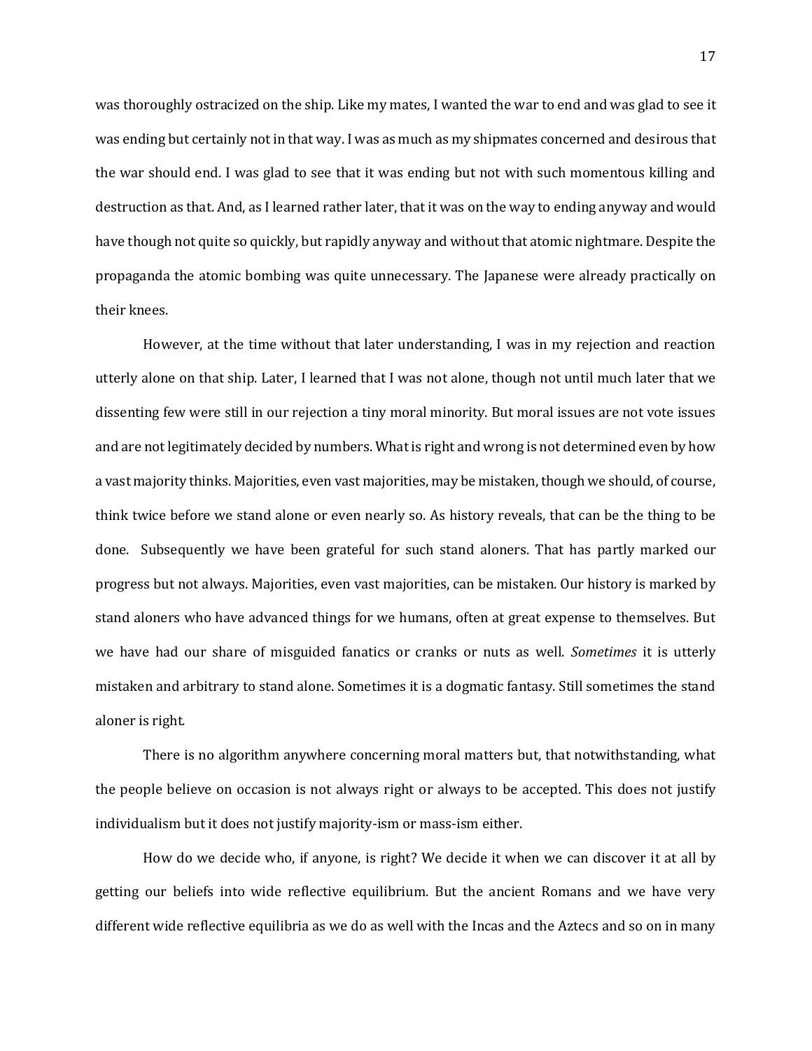was thoroughly ostracized on the ship. Like my mates, I wanted the war to end and was glad to see it was ending but certainly not in that way. I was as much as my shipmates concerned and desirous that the war should end. I was glad to see that it was ending but not with such momentous killing and destruction as that. And, as I learned rather later, that it was on the way to ending anyway and would have though not quite so quickly, but rapidly anyway and without that atomic nightmare. Despite the propaganda the atomic bombing was quite unnecessary. The Japanese were already practically on their knees.

However, at the time without that later understanding, I was in my rejection and reaction utterly alone on that ship. Later, I learned that I was not alone, though not until much later that we dissenting few were still in our rejection a tiny moral minority. But moral issues are not vote issues and are not legitimately decided by numbers. What is right and wrong is not determined even by how a vast majority thinks. Majorities, even vast majorities, may be mistaken, though we should, of course, think twice before we stand alone or even nearly so. As history reveals, that can be the thing to be done. Subsequently we have been grateful for such stand aloners. That has partly marked our progress but not always. Majorities, even vast majorities, can be mistaken. Our history is marked by stand aloners who have advanced things for we humans, often at great expense to themselves. But we have had our share of misguided fanatics or cranks or nuts as well. *Sometimes* it is utterly mistaken and arbitrary to stand alone. Sometimes it is a dogmatic fantasy. Still sometimes the stand aloner is right.

There is no algorithm anywhere concerning moral matters but, that notwithstanding, what the people believe on occasion is not always right or always to be accepted. This does not justify individualism but it does not justify majority-ism or mass-ism either.

How do we decide who, if anyone, is right? We decide it when we can discover it at all by getting our beliefs into wide reflective equilibrium. But the ancient Romans and we have very different wide reflective equilibria as we do as well with the Incas and the Aztecs and so on in many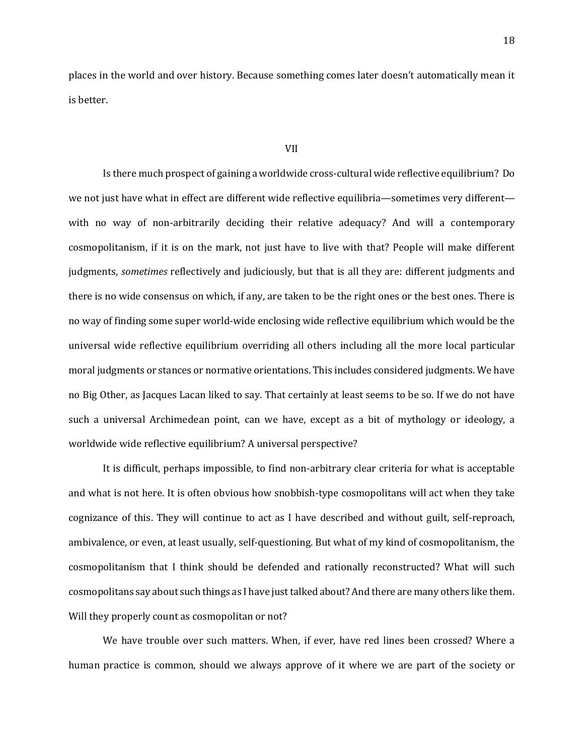places in the world and over history. Because something comes later doesn't automatically mean it is better.

## VII

Is there much prospect of gaining a worldwide cross-cultural wide reflective equilibrium? Do we not just have what in effect are different wide reflective equilibria—sometimes very different—with no way of non-arbitrarily deciding their relative adequacy? And will a contemporary cosmopolitanism, if it is on the mark, not just have to live with that? People will make different judgments, *sometimes* reflectively and judiciously, but that is all they are: different judgments and there is no wide consensus on which, if any, are taken to be the right ones or the best ones. There is no way of finding some super world-wide enclosing wide reflective equilibrium which would be the universal wide reflective equilibrium overriding all others including all the more local particular moral judgments or stances or normative orientations. This includes considered judgments. We have no Big Other, as Jacques Lacan liked to say. That certainly at least seems to be so. If we do not have such a universal Archimedean point, can we have, except as a bit of mythology or ideology, a worldwide wide reflective equilibrium? A universal perspective?

It is difficult, perhaps impossible, to find non-arbitrary clear criteria for what is acceptable and what is not here. It is often obvious how snobbish-type cosmopolitans will act when they take cognizance of this. They will continue to act as I have described and without guilt, self-reproach, ambivalence, or even, at least usually, self-questioning. But what of my kind of cosmopolitanism, the cosmopolitanism that I think should be defended and rationally reconstructed? What will such cosmopolitans say about such things as I have just talked about? And there are many others like them. Will they properly count as cosmopolitan or not?

We have trouble over such matters. When, if ever, have red lines been crossed? Where a human practice is common, should we always approve of it where we are part of the society or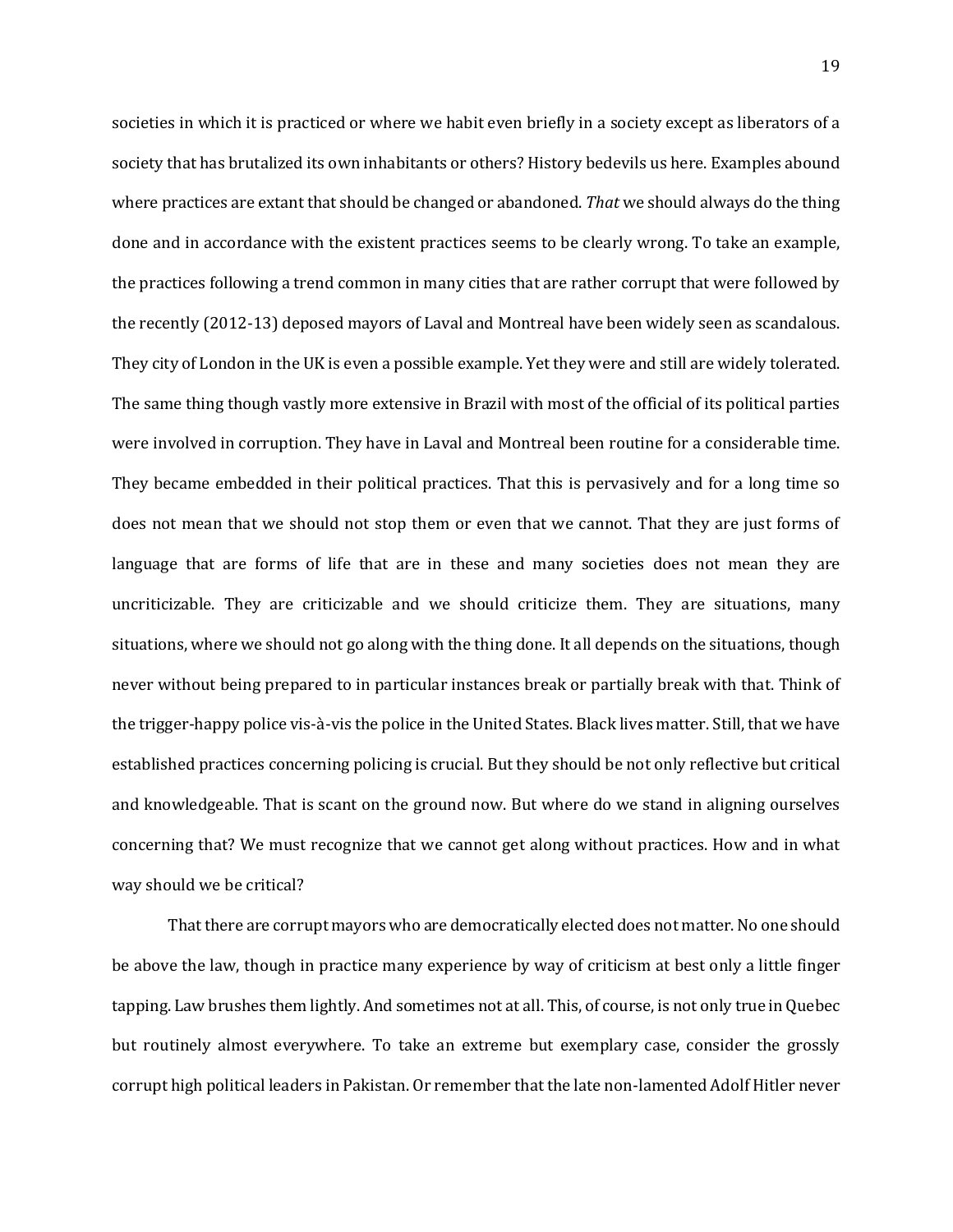societies in which it is practiced or where we habit even briefly in a society except as liberators of a society that has brutalized its own inhabitants or others? History bedevils us here. Examples abound where practices are extant that should be changed or abandoned. *That* we should always do the thing done and in accordance with the existent practices seems to be clearly wrong. To take an example, the practices following a trend common in many cities that are rather corrupt that were followed by the recently (2012-13) deposed mayors of Laval and Montreal have been widely seen as scandalous. They city of London in the UK is even a possible example. Yet they were and still are widely tolerated. The same thing though vastly more extensive in Brazil with most of the official of its political parties were involved in corruption. They have in Laval and Montreal been routine for a considerable time. They became embedded in their political practices. That this is pervasively and for a long time so does not mean that we should not stop them or even that we cannot. That they are just forms of language that are forms of life that are in these and many societies does not mean they are uncriticizable. They are criticizable and we should criticize them. They are situations, many situations, where we should not go along with the thing done. It all depends on the situations, though never without being prepared to in particular instances break or partially break with that. Think of the trigger-happy police vis-à-vis the police in the United States. Black lives matter. Still, that we have established practices concerning policing is crucial. But they should be not only reflective but critical and knowledgeable. That is scant on the ground now. But where do we stand in aligning ourselves concerning that? We must recognize that we cannot get along without practices. How and in what way should we be critical?

That there are corrupt mayors who are democratically elected does not matter. No one should be above the law, though in practice many experience by way of criticism at best only a little finger tapping. Law brushes them lightly. And sometimes not at all. This, of course, is not only true in Quebec but routinely almost everywhere. To take an extreme but exemplary case, consider the grossly corrupt high political leaders in Pakistan. Or remember that the late non-lamented Adolf Hitler never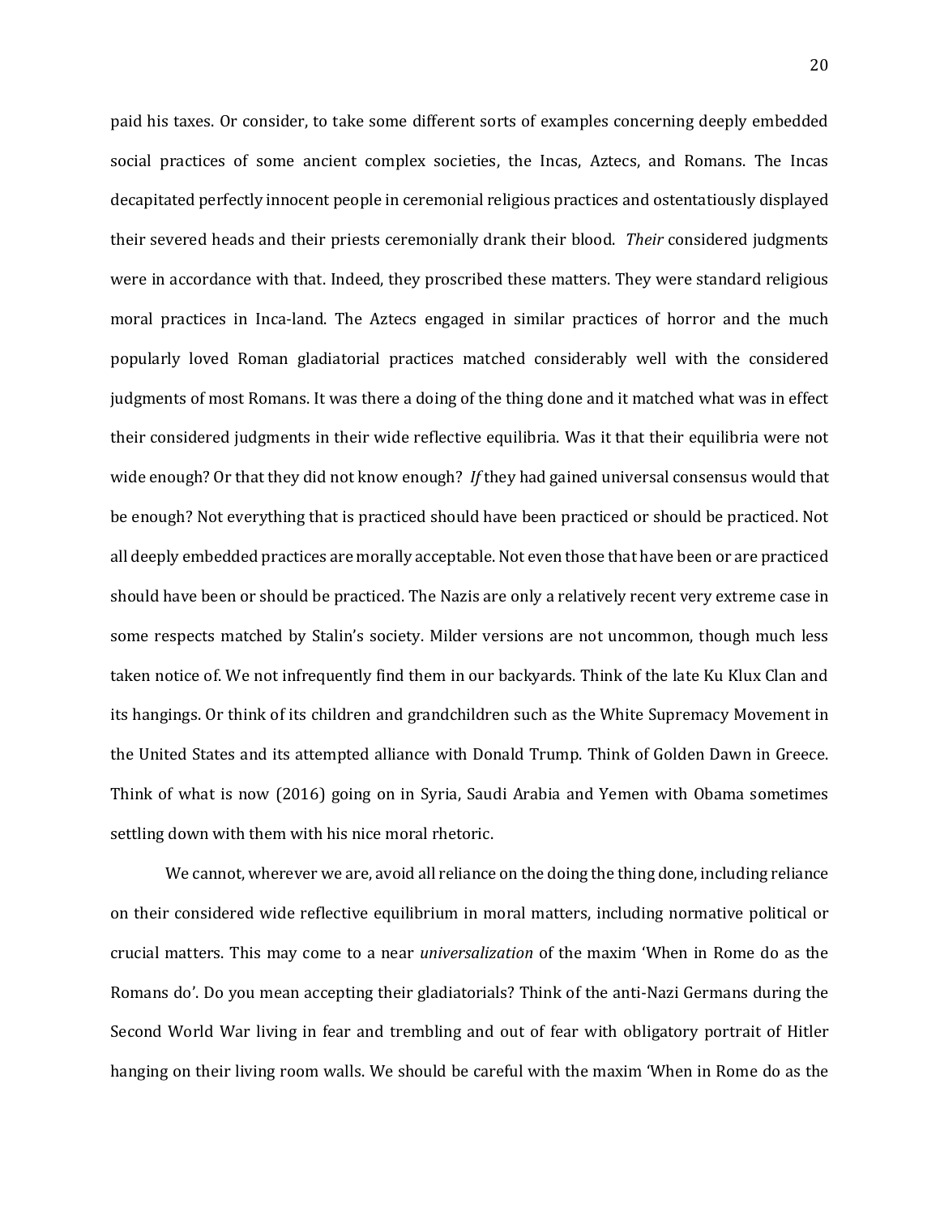paid his taxes. Or consider, to take some different sorts of examples concerning deeply embedded social practices of some ancient complex societies, the Incas, Aztecs, and Romans. The Incas decapitated perfectly innocent people in ceremonial religious practices and ostentatiously displayed their severed heads and their priests ceremonially drank their blood. *Their* considered judgments were in accordance with that. Indeed, they proscribed these matters. They were standard religious moral practices in Inca-land. The Aztecs engaged in similar practices of horror and the much popularly loved Roman gladiatorial practices matched considerably well with the considered judgments of most Romans. It was there a doing of the thing done and it matched what was in effect their considered judgments in their wide reflective equilibria. Was it that their equilibria were not wide enough? Or that they did not know enough? *If* they had gained universal consensus would that be enough? Not everything that is practiced should have been practiced or should be practiced. Not all deeply embedded practices are morally acceptable. Not even those that have been or are practiced should have been or should be practiced. The Nazis are only a relatively recent very extreme case in some respects matched by Stalin's society. Milder versions are not uncommon, though much less taken notice of. We not infrequently find them in our backyards. Think of the late Ku Klux Clan and its hangings. Or think of its children and grandchildren such as the White Supremacy Movement in the United States and its attempted alliance with Donald Trump. Think of Golden Dawn in Greece. Think of what is now (2016) going on in Syria, Saudi Arabia and Yemen with Obama sometimes settling down with them with his nice moral rhetoric.

We cannot, wherever we are, avoid all reliance on the doing the thing done, including reliance on their considered wide reflective equilibrium in moral matters, including normative political or crucial matters. This may come to a near *universalization* of the maxim 'When in Rome do as the Romans do'. Do you mean accepting their gladiatorials? Think of the anti-Nazi Germans during the Second World War living in fear and trembling and out of fear with obligatory portrait of Hitler hanging on their living room walls. We should be careful with the maxim 'When in Rome do as the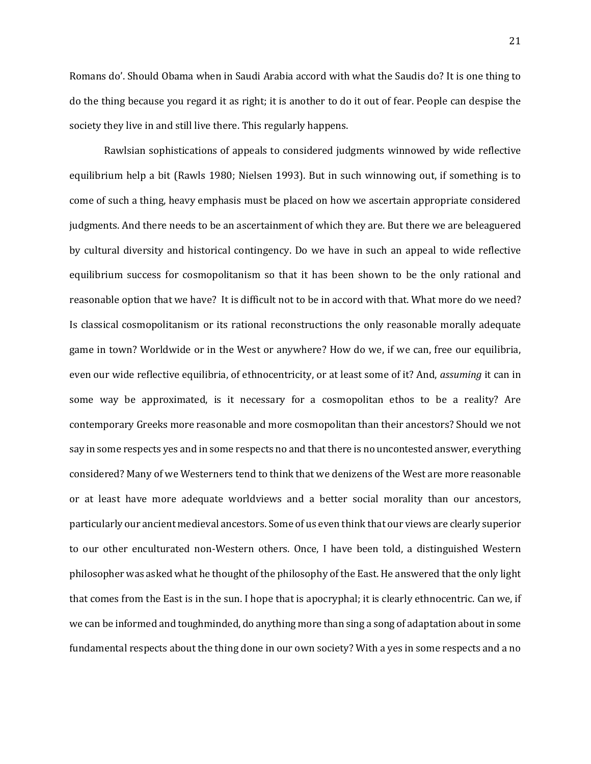Romans do'. Should Obama when in Saudi Arabia accord with what the Saudis do? It is one thing to do the thing because you regard it as right; it is another to do it out of fear. People can despise the society they live in and still live there. This regularly happens.

Rawlsian sophistications of appeals to considered judgments winnowed by wide reflective equilibrium help a bit (Rawls 1980; Nielsen 1993). But in such winnowing out, if something is to come of such a thing, heavy emphasis must be placed on how we ascertain appropriate considered judgments. And there needs to be an ascertainment of which they are. But there we are beleaguered by cultural diversity and historical contingency. Do we have in such an appeal to wide reflective equilibrium success for cosmopolitanism so that it has been shown to be the only rational and reasonable option that we have? It is difficult not to be in accord with that. What more do we need? Is classical cosmopolitanism or its rational reconstructions the only reasonable morally adequate game in town? Worldwide or in the West or anywhere? How do we, if we can, free our equilibria, even our wide reflective equilibria, of ethnocentricity, or at least some of it? And, *assuming* it can in some way be approximated, is it necessary for a cosmopolitan ethos to be a reality? Are contemporary Greeks more reasonable and more cosmopolitan than their ancestors? Should we not say in some respects yes and in some respects no and that there is no uncontested answer, everything considered? Many of we Westerners tend to think that we denizens of the West are more reasonable or at least have more adequate worldviews and a better social morality than our ancestors, particularly our ancient medieval ancestors. Some of us even think that our views are clearly superior to our other enculturated non-Western others. Once, I have been told, a distinguished Western philosopher was asked what he thought of the philosophy of the East. He answered that the only light that comes from the East is in the sun. I hope that is apocryphal; it is clearly ethnocentric. Can we, if we can be informed and toughminded, do anything more than sing a song of adaptation about in some fundamental respects about the thing done in our own society? With a yes in some respects and a no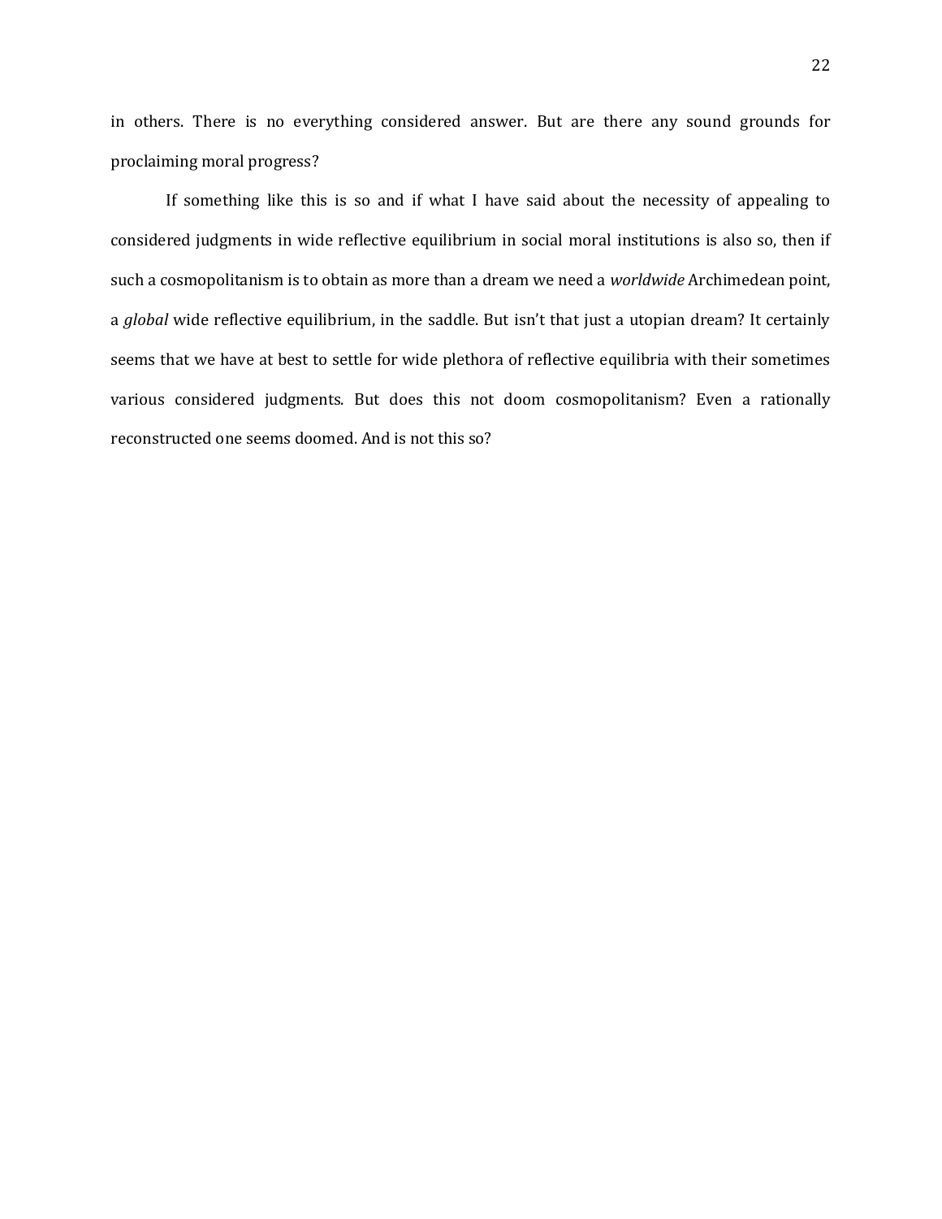in others. There is no everything considered answer. But are there any sound grounds for proclaiming moral progress?

If something like this is so and if what I have said about the necessity of appealing to considered judgments in wide reflective equilibrium in social moral institutions is also so, then if such a cosmopolitanism is to obtain as more than a dream we need a *worldwide* Archimedean point, a *global* wide reflective equilibrium, in the saddle. But isn't that just a utopian dream? It certainly seems that we have at best to settle for wide plethora of reflective equilibria with their sometimes various considered judgments. But does this not doom cosmopolitanism? Even a rationally reconstructed one seems doomed. And is not this so?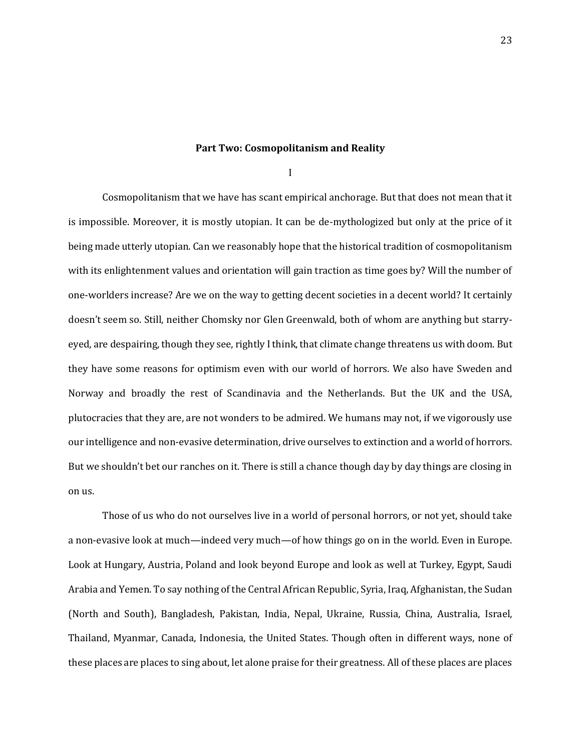## Part Two: Cosmopolitanism and Reality

I

Cosmopolitanism that we have has scant empirical anchorage. But that does not mean that it is impossible. Moreover, it is mostly utopian. It can be de-mythologized but only at the price of it being made utterly utopian. Can we reasonably hope that the historical tradition of cosmopolitanism with its enlightenment values and orientation will gain traction as time goes by? Will the number of one-worlders increase? Are we on the way to getting decent societies in a decent world? It certainly doesn't seem so. Still, neither Chomsky nor Glen Greenwald, both of whom are anything but starry-eyed, are despairing, though they see, rightly I think, that climate change threatens us with doom. But they have some reasons for optimism even with our world of horrors. We also have Sweden and Norway and broadly the rest of Scandinavia and the Netherlands. But the UK and the USA, plutocracies that they are, are not wonders to be admired. We humans may not, if we vigorously use our intelligence and non-evasive determination, drive ourselves to extinction and a world of horrors. But we shouldn't bet our ranches on it. There is still a chance though day by day things are closing in on us.

Those of us who do not ourselves live in a world of personal horrors, or not yet, should take a non-evasive look at much—indeed very much—of how things go on in the world. Even in Europe. Look at Hungary, Austria, Poland and look beyond Europe and look as well at Turkey, Egypt, Saudi Arabia and Yemen. To say nothing of the Central African Republic, Syria, Iraq, Afghanistan, the Sudan (North and South), Bangladesh, Pakistan, India, Nepal, Ukraine, Russia, China, Australia, Israel, Thailand, Myanmar, Canada, Indonesia, the United States. Though often in different ways, none of these places are places to sing about, let alone praise for their greatness. All of these places are places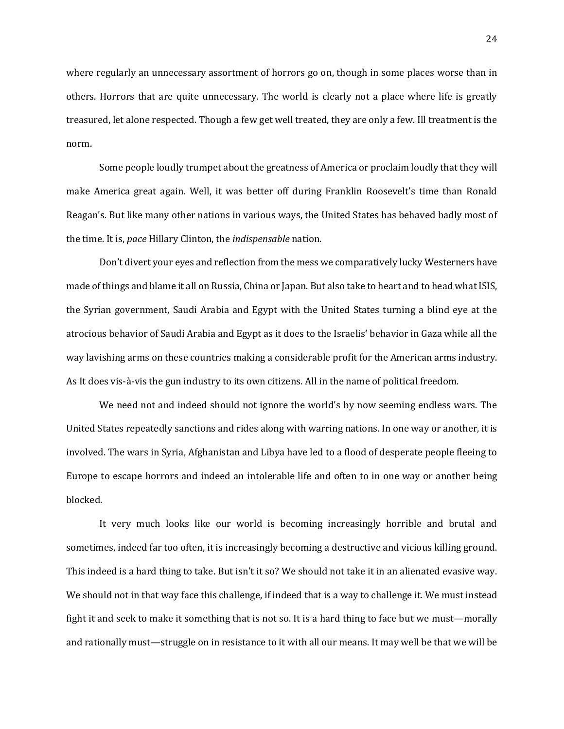where regularly an unnecessary assortment of horrors go on, though in some places worse than in others. Horrors that are quite unnecessary. The world is clearly not a place where life is greatly treasured, let alone respected. Though a few get well treated, they are only a few. Ill treatment is the norm.

Some people loudly trumpet about the greatness of America or proclaim loudly that they will make America great again. Well, it was better off during Franklin Roosevelt's time than Ronald Reagan's. But like many other nations in various ways, the United States has behaved badly most of the time. It is, *pace* Hillary Clinton, the *indispensable* nation.

Don't divert your eyes and reflection from the mess we comparatively lucky Westerners have made of things and blame it all on Russia, China or Japan. But also take to heart and to head what ISIS, the Syrian government, Saudi Arabia and Egypt with the United States turning a blind eye at the atrocious behavior of Saudi Arabia and Egypt as it does to the Israelis' behavior in Gaza while all the way lavishing arms on these countries making a considerable profit for the American arms industry. As It does vis-à-vis the gun industry to its own citizens. All in the name of political freedom.

We need not and indeed should not ignore the world's by now seeming endless wars. The United States repeatedly sanctions and rides along with warring nations. In one way or another, it is involved. The wars in Syria, Afghanistan and Libya have led to a flood of desperate people fleeing to Europe to escape horrors and indeed an intolerable life and often to in one way or another being blocked.

It very much looks like our world is becoming increasingly horrible and brutal and sometimes, indeed far too often, it is increasingly becoming a destructive and vicious killing ground. This indeed is a hard thing to take. But isn't it so? We should not take it in an alienated evasive way. We should not in that way face this challenge, if indeed that is a way to challenge it. We must instead fight it and seek to make it something that is not so. It is a hard thing to face but we must—morally and rationally must—struggle on in resistance to it with all our means. It may well be that we will be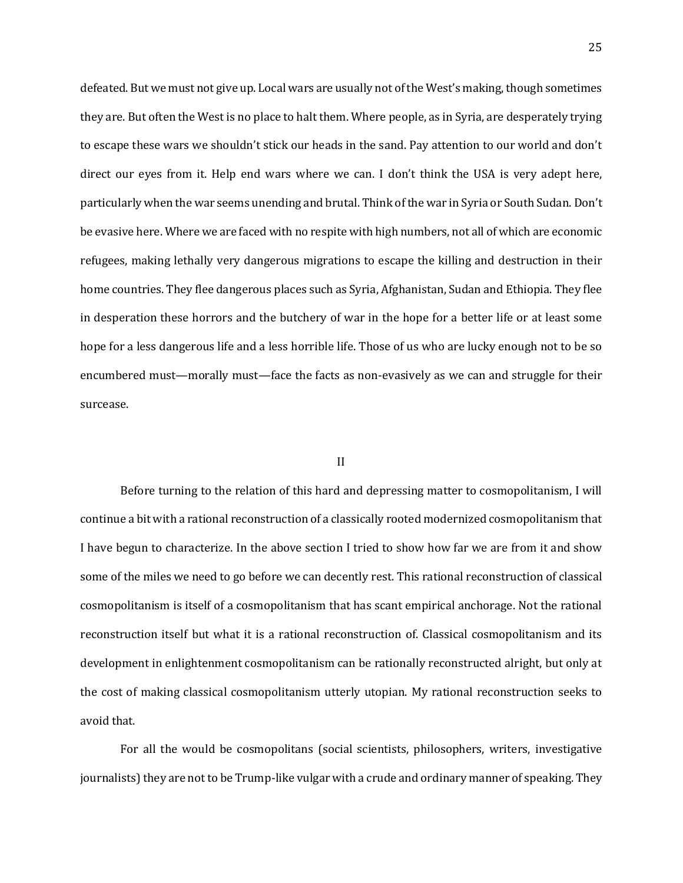defeated. But we must not give up. Local wars are usually not of the West's making, though sometimes they are. But often the West is no place to halt them. Where people, as in Syria, are desperately trying to escape these wars we shouldn't stick our heads in the sand. Pay attention to our world and don't direct our eyes from it. Help end wars where we can. I don't think the USA is very adept here, particularly when the war seems unending and brutal. Think of the war in Syria or South Sudan. Don't be evasive here. Where we are faced with no respite with high numbers, not all of which are economic refugees, making lethally very dangerous migrations to escape the killing and destruction in their home countries. They flee dangerous places such as Syria, Afghanistan, Sudan and Ethiopia. They flee in desperation these horrors and the butchery of war in the hope for a better life or at least some hope for a less dangerous life and a less horrible life. Those of us who are lucky enough not to be so encumbered must—morally must—face the facts as non-evasively as we can and struggle for their surcease.

## II

Before turning to the relation of this hard and depressing matter to cosmopolitanism, I will continue a bit with a rational reconstruction of a classically rooted modernized cosmopolitanism that I have begun to characterize. In the above section I tried to show how far we are from it and show some of the miles we need to go before we can decently rest. This rational reconstruction of classical cosmopolitanism is itself of a cosmopolitanism that has scant empirical anchorage. Not the rational reconstruction itself but what it is a rational reconstruction of. Classical cosmopolitanism and its development in enlightenment cosmopolitanism can be rationally reconstructed alright, but only at the cost of making classical cosmopolitanism utterly utopian. My rational reconstruction seeks to avoid that.

For all the would be cosmopolitans (social scientists, philosophers, writers, investigative journalists) they are not to be Trump-like vulgar with a crude and ordinary manner of speaking. They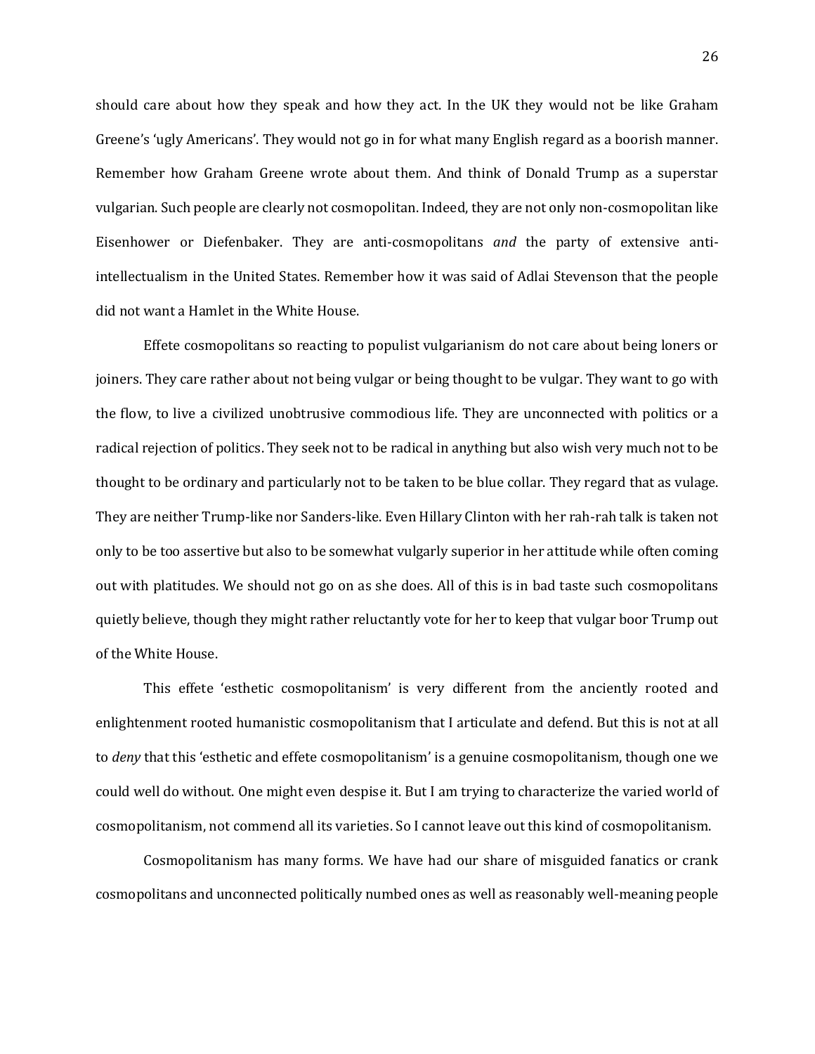should care about how they speak and how they act. In the UK they would not be like Graham Greene's 'ugly Americans'. They would not go in for what many English regard as a boorish manner. Remember how Graham Greene wrote about them. And think of Donald Trump as a superstar vulgarian. Such people are clearly not cosmopolitan. Indeed, they are not only non-cosmopolitan like Eisenhower or Diefenbaker. They are anti-cosmopolitans *and* the party of extensive anti-intellectualism in the United States. Remember how it was said of Adlai Stevenson that the people did not want a Hamlet in the White House.

Effete cosmopolitans so reacting to populist vulgarianism do not care about being loners or joiners. They care rather about not being vulgar or being thought to be vulgar. They want to go with the flow, to live a civilized unobtrusive commodious life. They are unconnected with politics or a radical rejection of politics. They seek not to be radical in anything but also wish very much not to be thought to be ordinary and particularly not to be taken to be blue collar. They regard that as vulage. They are neither Trump-like nor Sanders-like. Even Hillary Clinton with her rah-rah talk is taken not only to be too assertive but also to be somewhat vulgarly superior in her attitude while often coming out with platitudes. We should not go on as she does. All of this is in bad taste such cosmopolitans quietly believe, though they might rather reluctantly vote for her to keep that vulgar boor Trump out of the White House.

This effete 'esthetic cosmopolitanism' is very different from the anciently rooted and enlightenment rooted humanistic cosmopolitanism that I articulate and defend. But this is not at all to *deny* that this 'esthetic and effete cosmopolitanism' is a genuine cosmopolitanism, though one we could well do without. One might even despise it. But I am trying to characterize the varied world of cosmopolitanism, not commend all its varieties. So I cannot leave out this kind of cosmopolitanism.

Cosmopolitanism has many forms. We have had our share of misguided fanatics or crank cosmopolitans and unconnected politically numbed ones as well as reasonably well-meaning people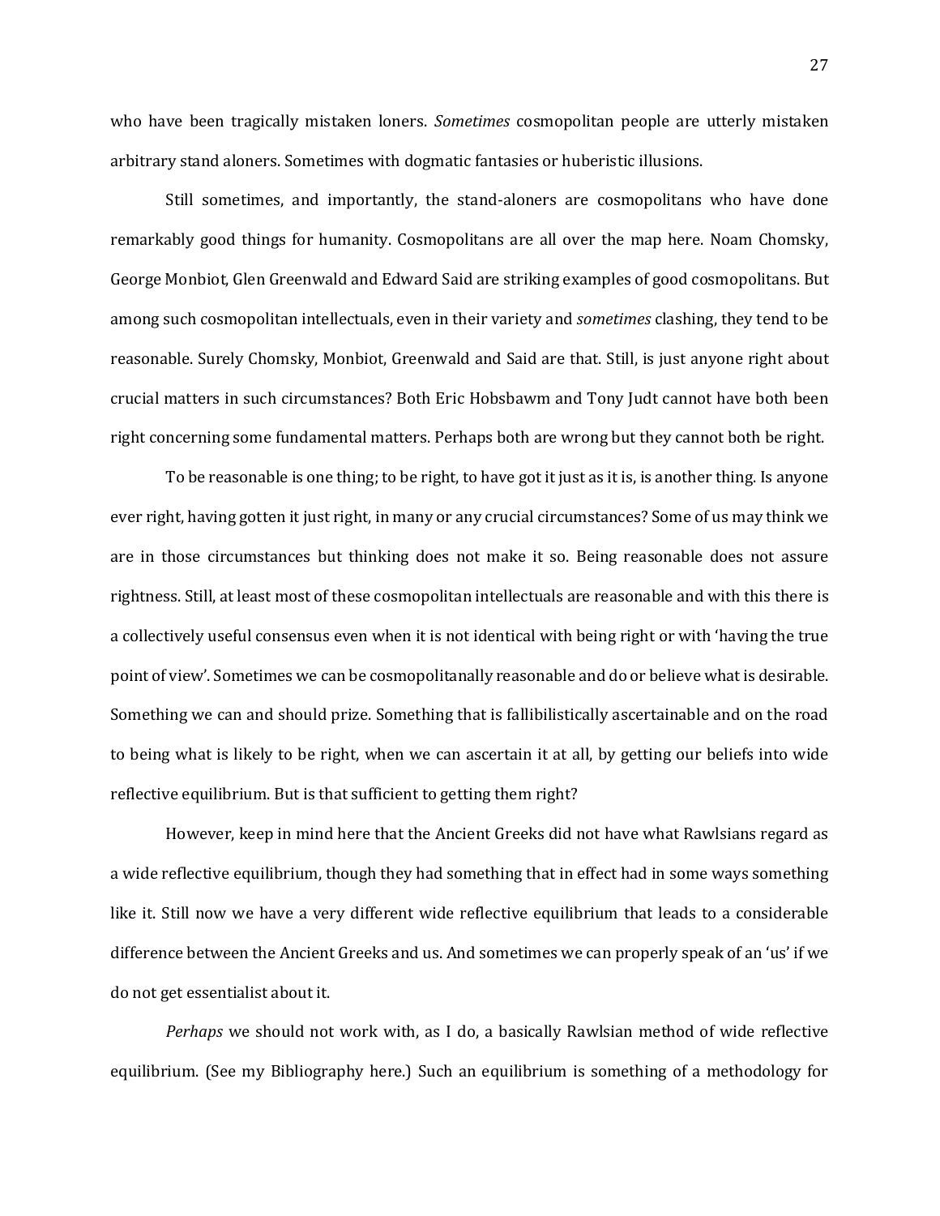who have been tragically mistaken loners. *Sometimes* cosmopolitan people are utterly mistaken arbitrary stand aloners. Sometimes with dogmatic fantasies or huberistic illusions.

Still sometimes, and importantly, the stand-aloners are cosmopolitans who have done remarkably good things for humanity. Cosmopolitans are all over the map here. Noam Chomsky, George Monbiot, Glen Greenwald and Edward Said are striking examples of good cosmopolitans. But among such cosmopolitan intellectuals, even in their variety and *sometimes* clashing, they tend to be reasonable. Surely Chomsky, Monbiot, Greenwald and Said are that. Still, is just anyone right about crucial matters in such circumstances? Both Eric Hobsbawm and Tony Judt cannot have both been right concerning some fundamental matters. Perhaps both are wrong but they cannot both be right.

To be reasonable is one thing; to be right, to have got it just as it is, is another thing. Is anyone ever right, having gotten it just right, in many or any crucial circumstances? Some of us may think we are in those circumstances but thinking does not make it so. Being reasonable does not assure rightness. Still, at least most of these cosmopolitan intellectuals are reasonable and with this there is a collectively useful consensus even when it is not identical with being right or with 'having the true point of view'. Sometimes we can be cosmopolitanally reasonable and do or believe what is desirable. Something we can and should prize. Something that is fallibilistically ascertainable and on the road to being what is likely to be right, when we can ascertain it at all, by getting our beliefs into wide reflective equilibrium. But is that sufficient to getting them right?

However, keep in mind here that the Ancient Greeks did not have what Rawlsians regard as a wide reflective equilibrium, though they had something that in effect had in some ways something like it. Still now we have a very different wide reflective equilibrium that leads to a considerable difference between the Ancient Greeks and us. And sometimes we can properly speak of an 'us' if we do not get essentialist about it.

*Perhaps* we should not work with, as I do, a basically Rawlsian method of wide reflective equilibrium. (See my Bibliography here.) Such an equilibrium is something of a methodology for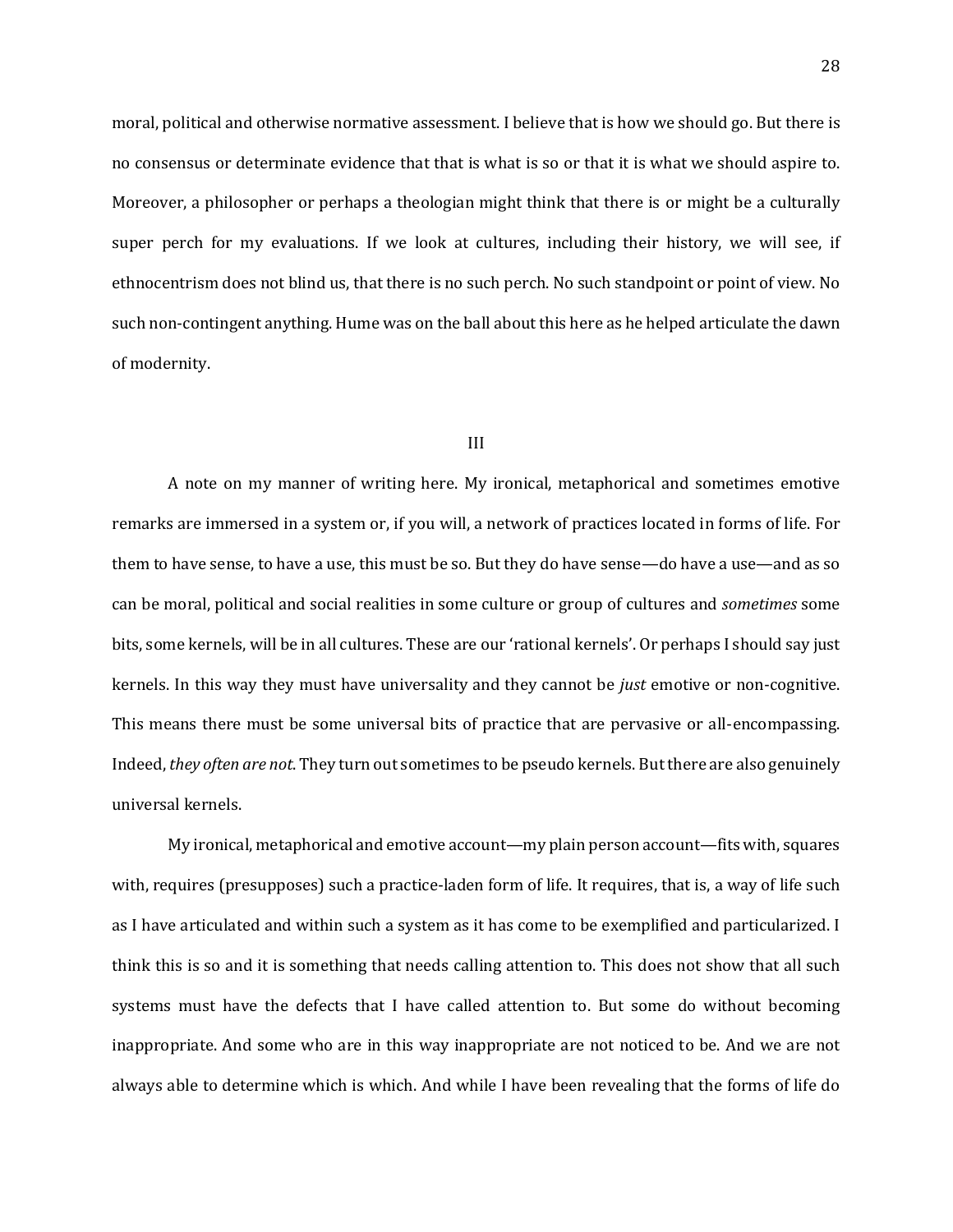moral, political and otherwise normative assessment. I believe that is how we should go. But there is no consensus or determinate evidence that that is what is so or that it is what we should aspire to. Moreover, a philosopher or perhaps a theologian might think that there is or might be a culturally super perch for my evaluations. If we look at cultures, including their history, we will see, if ethnocentrism does not blind us, that there is no such perch. No such standpoint or point of view. No such non-contingent anything. Hume was on the ball about this here as he helped articulate the dawn of modernity.

## III

A note on my manner of writing here. My ironical, metaphorical and sometimes emotive remarks are immersed in a system or, if you will, a network of practices located in forms of life. For them to have sense, to have a use, this must be so. But they do have sense—do have a use—and as so can be moral, political and social realities in some culture or group of cultures and *sometimes* some bits, some kernels, will be in all cultures. These are our 'rational kernels'. Or perhaps I should say just kernels. In this way they must have universality and they cannot be *just* emotive or non-cognitive. This means there must be some universal bits of practice that are pervasive or all-encompassing. Indeed, *they often are not*. They turn out sometimes to be pseudo kernels. But there are also genuinely universal kernels.

My ironical, metaphorical and emotive account—my plain person account—fits with, squares with, requires (presupposes) such a practice-laden form of life. It requires, that is, a way of life such as I have articulated and within such a system as it has come to be exemplified and particularized. I think this is so and it is something that needs calling attention to. This does not show that all such systems must have the defects that I have called attention to. But some do without becoming inappropriate. And some who are in this way inappropriate are not noticed to be. And we are not always able to determine which is which. And while I have been revealing that the forms of life do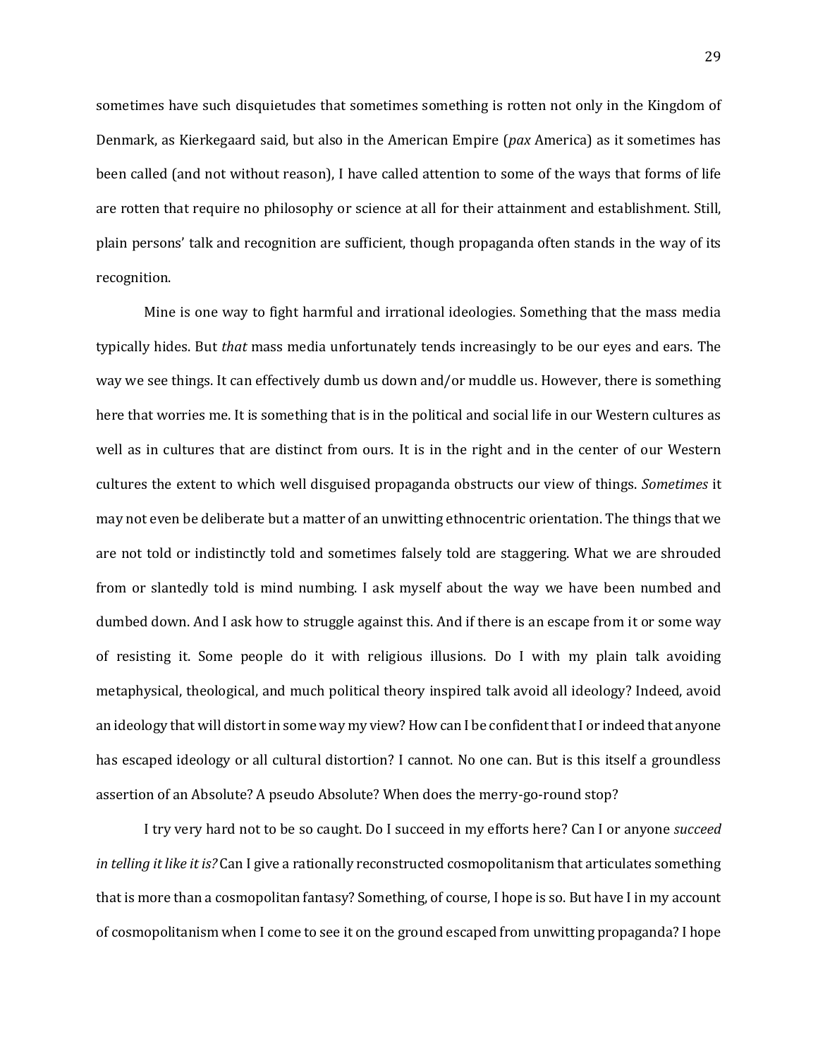sometimes have such disquietudes that sometimes something is rotten not only in the Kingdom of Denmark, as Kierkegaard said, but also in the American Empire (*pax* America) as it sometimes has been called (and not without reason), I have called attention to some of the ways that forms of life are rotten that require no philosophy or science at all for their attainment and establishment. Still, plain persons' talk and recognition are sufficient, though propaganda often stands in the way of its recognition.

Mine is one way to fight harmful and irrational ideologies. Something that the mass media typically hides. But *that* mass media unfortunately tends increasingly to be our eyes and ears. The way we see things. It can effectively dumb us down and/or muddle us. However, there is something here that worries me. It is something that is in the political and social life in our Western cultures as well as in cultures that are distinct from ours. It is in the right and in the center of our Western cultures the extent to which well disguised propaganda obstructs our view of things. *Sometimes* it may not even be deliberate but a matter of an unwitting ethnocentric orientation. The things that we are not told or indistinctly told and sometimes falsely told are staggering. What we are shrouded from or slantedly told is mind numbing. I ask myself about the way we have been numbed and dumbed down. And I ask how to struggle against this. And if there is an escape from it or some way of resisting it. Some people do it with religious illusions. Do I with my plain talk avoiding metaphysical, theological, and much political theory inspired talk avoid all ideology? Indeed, avoid an ideology that will distort in some way my view? How can I be confident that I or indeed that anyone has escaped ideology or all cultural distortion? I cannot. No one can. But is this itself a groundless assertion of an Absolute? A pseudo Absolute? When does the merry-go-round stop?

I try very hard not to be so caught. Do I succeed in my efforts here? Can I or anyone *succeed in telling it like it is?* Can I give a rationally reconstructed cosmopolitanism that articulates something that is more than a cosmopolitan fantasy? Something, of course, I hope is so. But have I in my account of cosmopolitanism when I come to see it on the ground escaped from unwitting propaganda? I hope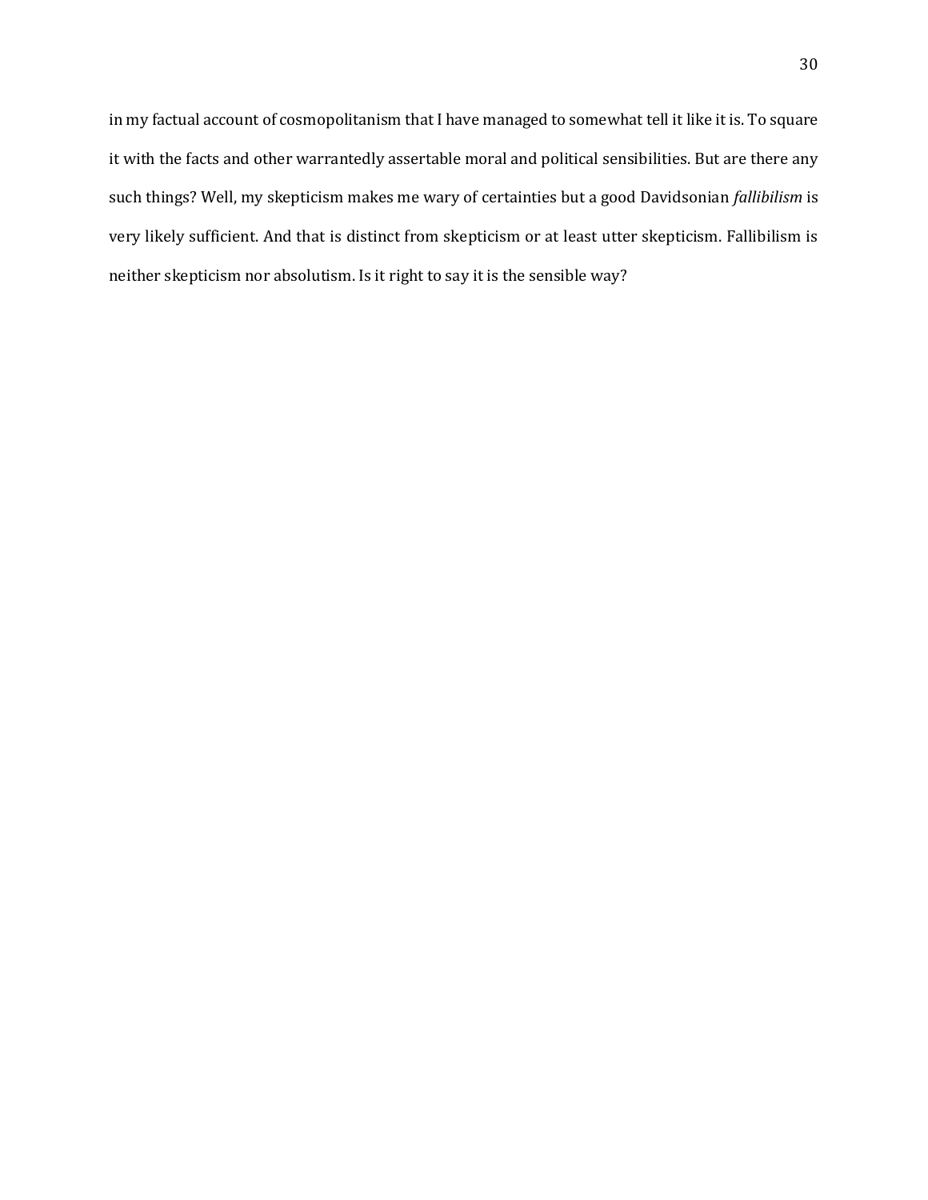in my factual account of cosmopolitanism that I have managed to somewhat tell it like it is. To square it with the facts and other warrantedly assertable moral and political sensibilities. But are there any such things? Well, my skepticism makes me wary of certainties but a good Davidsonian *fallibilism* is very likely sufficient. And that is distinct from skepticism or at least utter skepticism. Fallibilism is neither skepticism nor absolutism. Is it right to say it is the sensible way?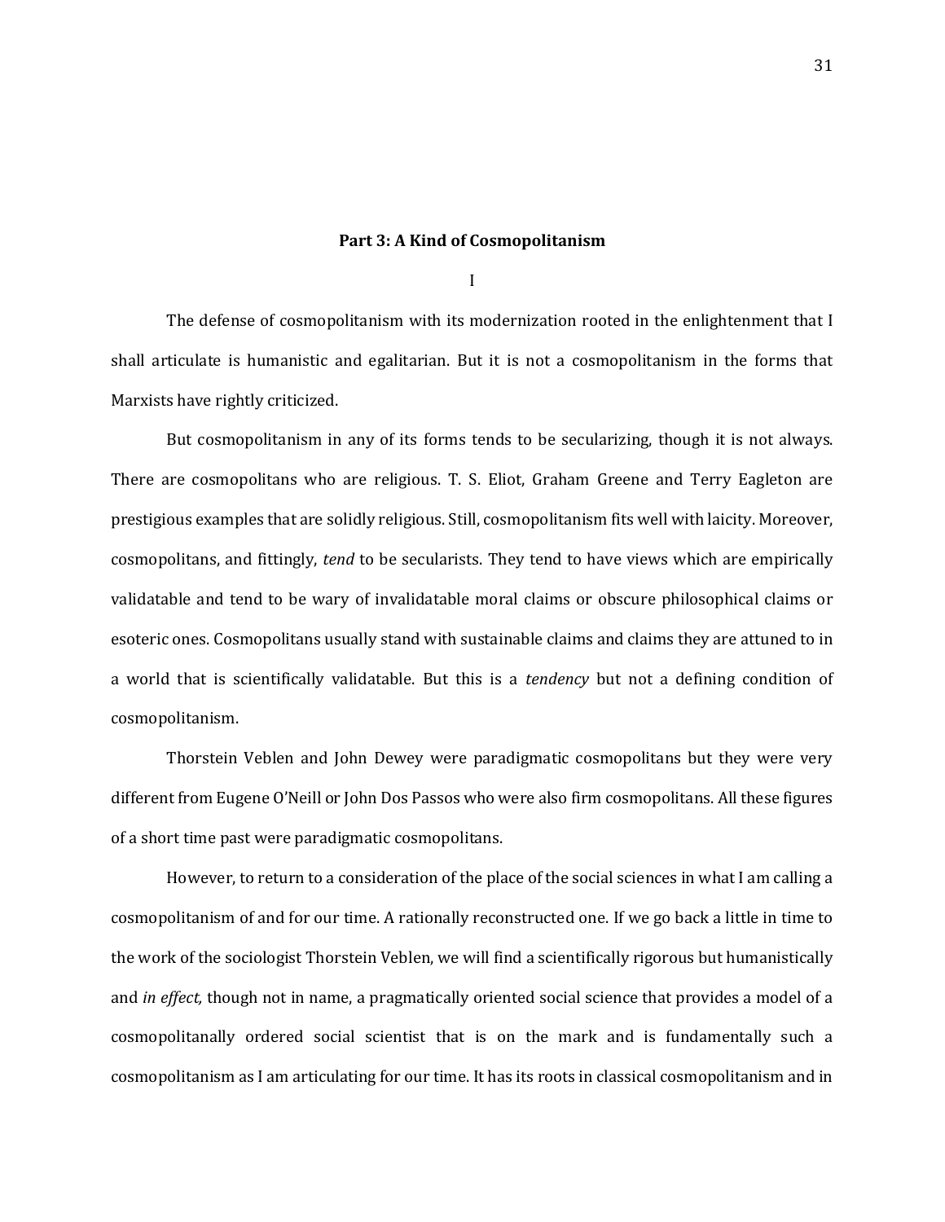## Part 3: A Kind of Cosmopolitanism

I

The defense of cosmopolitanism with its modernization rooted in the enlightenment that I shall articulate is humanistic and egalitarian. But it is not a cosmopolitanism in the forms that Marxists have rightly criticized.

But cosmopolitanism in any of its forms tends to be secularizing, though it is not always. There are cosmopolitans who are religious. T. S. Eliot, Graham Greene and Terry Eagleton are prestigious examples that are solidly religious. Still, cosmopolitanism fits well with laicity. Moreover, cosmopolitans, and fittingly, *tend* to be secularists. They tend to have views which are empirically validatable and tend to be wary of invalidatable moral claims or obscure philosophical claims or esoteric ones. Cosmopolitans usually stand with sustainable claims and claims they are attuned to in a world that is scientifically validatable. But this is a *tendency* but not a defining condition of cosmopolitanism.

Thorstein Veblen and John Dewey were paradigmatic cosmopolitans but they were very different from Eugene O'Neill or John Dos Passos who were also firm cosmopolitans. All these figures of a short time past were paradigmatic cosmopolitans.

However, to return to a consideration of the place of the social sciences in what I am calling a cosmopolitanism of and for our time. A rationally reconstructed one. If we go back a little in time to the work of the sociologist Thorstein Veblen, we will find a scientifically rigorous but humanistically and *in effect,* though not in name, a pragmatically oriented social science that provides a model of a cosmopolitanally ordered social scientist that is on the mark and is fundamentally such a cosmopolitanism as I am articulating for our time. It has its roots in classical cosmopolitanism and in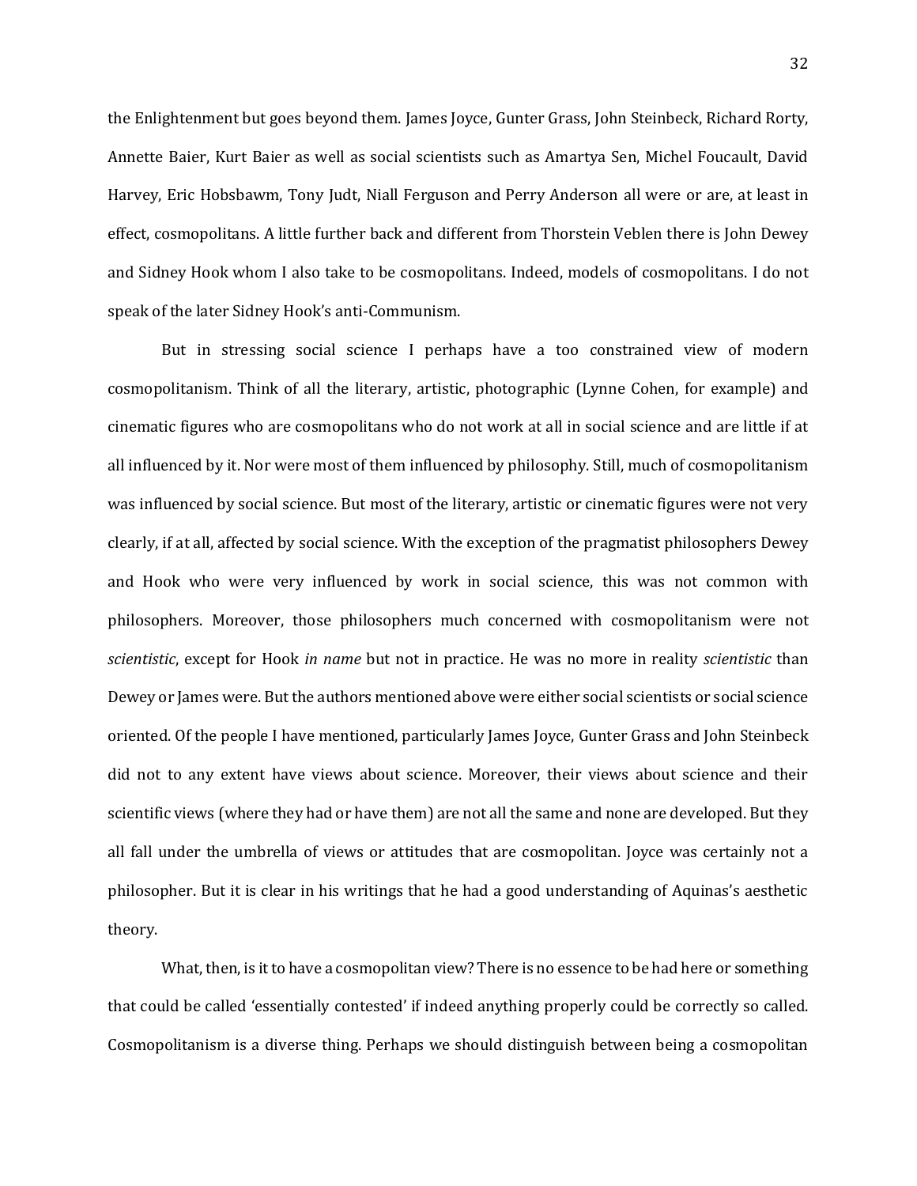the Enlightenment but goes beyond them. James Joyce, Gunter Grass, John Steinbeck, Richard Rorty, Annette Baier, Kurt Baier as well as social scientists such as Amartya Sen, Michel Foucault, David Harvey, Eric Hobsbawm, Tony Judt, Niall Ferguson and Perry Anderson all were or are, at least in effect, cosmopolitans. A little further back and different from Thorstein Veblen there is John Dewey and Sidney Hook whom I also take to be cosmopolitans. Indeed, models of cosmopolitans. I do not speak of the later Sidney Hook's anti-Communism.

But in stressing social science I perhaps have a too constrained view of modern cosmopolitanism. Think of all the literary, artistic, photographic (Lynne Cohen, for example) and cinematic figures who are cosmopolitans who do not work at all in social science and are little if at all influenced by it. Nor were most of them influenced by philosophy. Still, much of cosmopolitanism was influenced by social science. But most of the literary, artistic or cinematic figures were not very clearly, if at all, affected by social science. With the exception of the pragmatist philosophers Dewey and Hook who were very influenced by work in social science, this was not common with philosophers. Moreover, those philosophers much concerned with cosmopolitanism were not *scientistic*, except for Hook *in name* but not in practice. He was no more in reality *scientistic* than Dewey or James were. But the authors mentioned above were either social scientists or social science oriented. Of the people I have mentioned, particularly James Joyce, Gunter Grass and John Steinbeck did not to any extent have views about science. Moreover, their views about science and their scientific views (where they had or have them) are not all the same and none are developed. But they all fall under the umbrella of views or attitudes that are cosmopolitan. Joyce was certainly not a philosopher. But it is clear in his writings that he had a good understanding of Aquinas's aesthetic theory.

What, then, is it to have a cosmopolitan view? There is no essence to be had here or something that could be called 'essentially contested' if indeed anything properly could be correctly so called. Cosmopolitanism is a diverse thing. Perhaps we should distinguish between being a cosmopolitan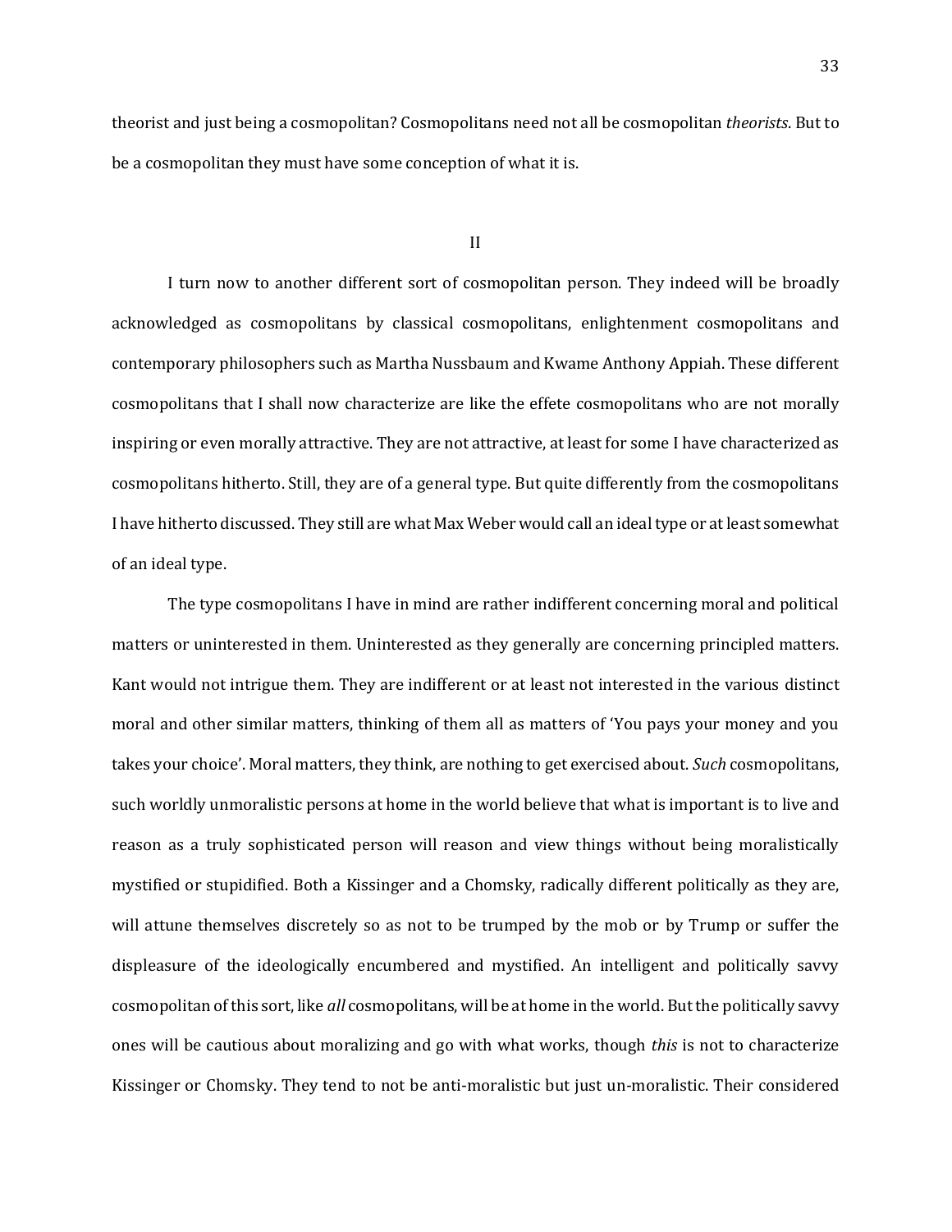theorist and just being a cosmopolitan? Cosmopolitans need not all be cosmopolitan *theorists*. But to be a cosmopolitan they must have some conception of what it is.

## II

I turn now to another different sort of cosmopolitan person. They indeed will be broadly acknowledged as cosmopolitans by classical cosmopolitans, enlightenment cosmopolitans and contemporary philosophers such as Martha Nussbaum and Kwame Anthony Appiah. These different cosmopolitans that I shall now characterize are like the effete cosmopolitans who are not morally inspiring or even morally attractive. They are not attractive, at least for some I have characterized as cosmopolitans hitherto. Still, they are of a general type. But quite differently from the cosmopolitans I have hitherto discussed. They still are what Max Weber would call an ideal type or at least somewhat of an ideal type.

The type cosmopolitans I have in mind are rather indifferent concerning moral and political matters or uninterested in them. Uninterested as they generally are concerning principled matters. Kant would not intrigue them. They are indifferent or at least not interested in the various distinct moral and other similar matters, thinking of them all as matters of 'You pays your money and you takes your choice'. Moral matters, they think, are nothing to get exercised about. *Such* cosmopolitans, such worldly unmoralistic persons at home in the world believe that what is important is to live and reason as a truly sophisticated person will reason and view things without being moralistically mystified or stupidified. Both a Kissinger and a Chomsky, radically different politically as they are, will attune themselves discretely so as not to be trumped by the mob or by Trump or suffer the displeasure of the ideologically encumbered and mystified. An intelligent and politically savvy cosmopolitan of this sort, like *all* cosmopolitans, will be at home in the world. But the politically savvy ones will be cautious about moralizing and go with what works, though *this* is not to characterize Kissinger or Chomsky. They tend to not be anti-moralistic but just un-moralistic. Their considered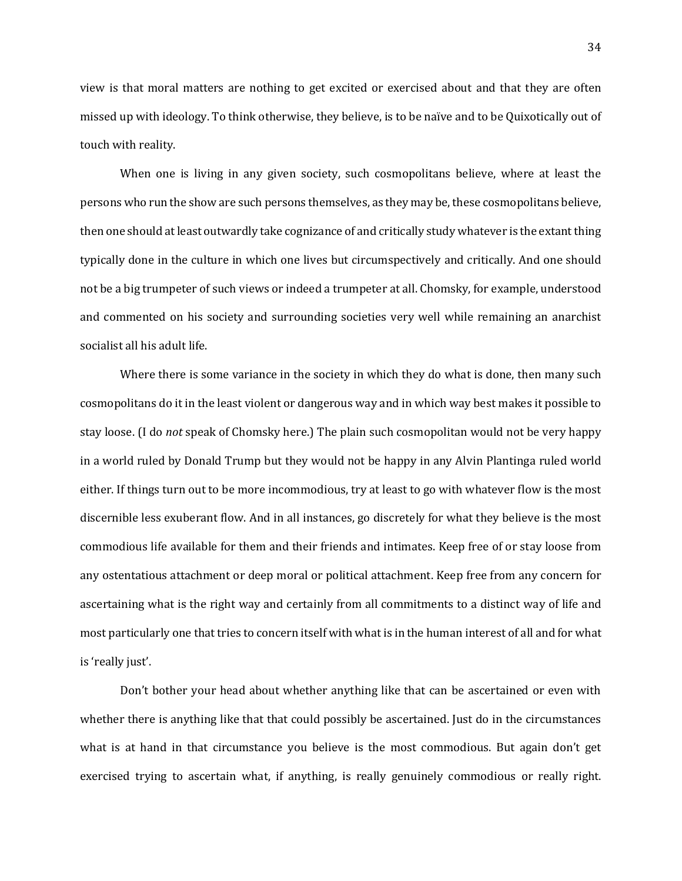view is that moral matters are nothing to get excited or exercised about and that they are often missed up with ideology. To think otherwise, they believe, is to be naïve and to be Quixotically out of touch with reality.

When one is living in any given society, such cosmopolitans believe, where at least the persons who run the show are such persons themselves, as they may be, these cosmopolitans believe, then one should at least outwardly take cognizance of and critically study whatever is the extant thing typically done in the culture in which one lives but circumspectively and critically. And one should not be a big trumpeter of such views or indeed a trumpeter at all. Chomsky, for example, understood and commented on his society and surrounding societies very well while remaining an anarchist socialist all his adult life.

Where there is some variance in the society in which they do what is done, then many such cosmopolitans do it in the least violent or dangerous way and in which way best makes it possible to stay loose. (I do *not* speak of Chomsky here.) The plain such cosmopolitan would not be very happy in a world ruled by Donald Trump but they would not be happy in any Alvin Plantinga ruled world either. If things turn out to be more incommodious, try at least to go with whatever flow is the most discernible less exuberant flow. And in all instances, go discretely for what they believe is the most commodious life available for them and their friends and intimates. Keep free of or stay loose from any ostentatious attachment or deep moral or political attachment. Keep free from any concern for ascertaining what is the right way and certainly from all commitments to a distinct way of life and most particularly one that tries to concern itself with what is in the human interest of all and for what is 'really just'.

Don't bother your head about whether anything like that can be ascertained or even with whether there is anything like that that could possibly be ascertained. Just do in the circumstances what is at hand in that circumstance you believe is the most commodious. But again don't get exercised trying to ascertain what, if anything, is really genuinely commodious or really right.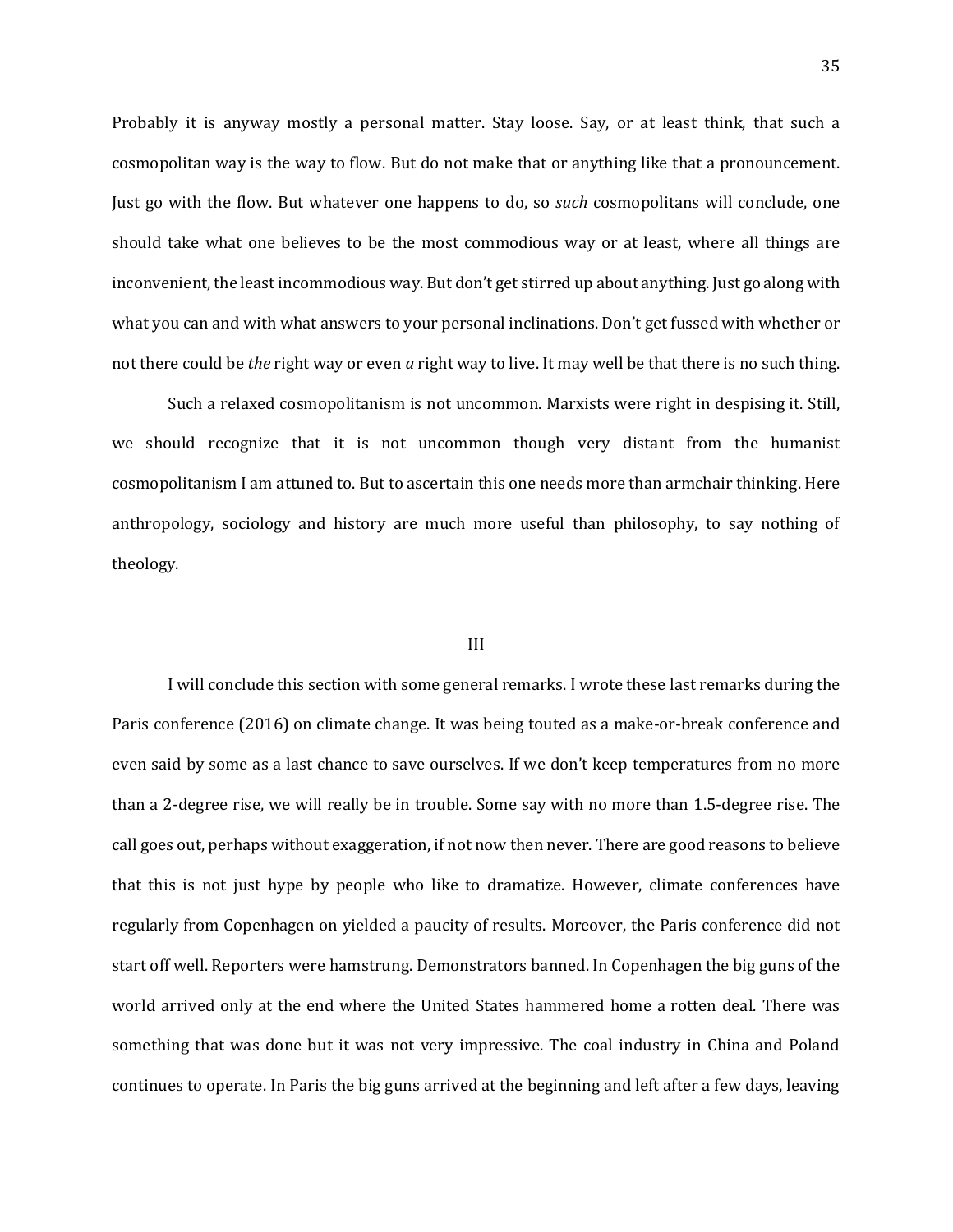Probably it is anyway mostly a personal matter. Stay loose. Say, or at least think, that such a cosmopolitan way is the way to flow. But do not make that or anything like that a pronouncement. Just go with the flow. But whatever one happens to do, so *such* cosmopolitans will conclude, one should take what one believes to be the most commodious way or at least, where all things are inconvenient, the least incommodious way. But don't get stirred up about anything. Just go along with what you can and with what answers to your personal inclinations. Don't get fussed with whether or not there could be *the* right way or even *a* right way to live. It may well be that there is no such thing.

Such a relaxed cosmopolitanism is not uncommon. Marxists were right in despising it. Still, we should recognize that it is not uncommon though very distant from the humanist cosmopolitanism I am attuned to. But to ascertain this one needs more than armchair thinking. Here anthropology, sociology and history are much more useful than philosophy, to say nothing of theology.

## III

I will conclude this section with some general remarks. I wrote these last remarks during the Paris conference (2016) on climate change. It was being touted as a make-or-break conference and even said by some as a last chance to save ourselves. If we don't keep temperatures from no more than a 2-degree rise, we will really be in trouble. Some say with no more than 1.5-degree rise. The call goes out, perhaps without exaggeration, if not now then never. There are good reasons to believe that this is not just hype by people who like to dramatize. However, climate conferences have regularly from Copenhagen on yielded a paucity of results. Moreover, the Paris conference did not start off well. Reporters were hamstrung. Demonstrators banned. In Copenhagen the big guns of the world arrived only at the end where the United States hammered home a rotten deal. There was something that was done but it was not very impressive. The coal industry in China and Poland continues to operate. In Paris the big guns arrived at the beginning and left after a few days, leaving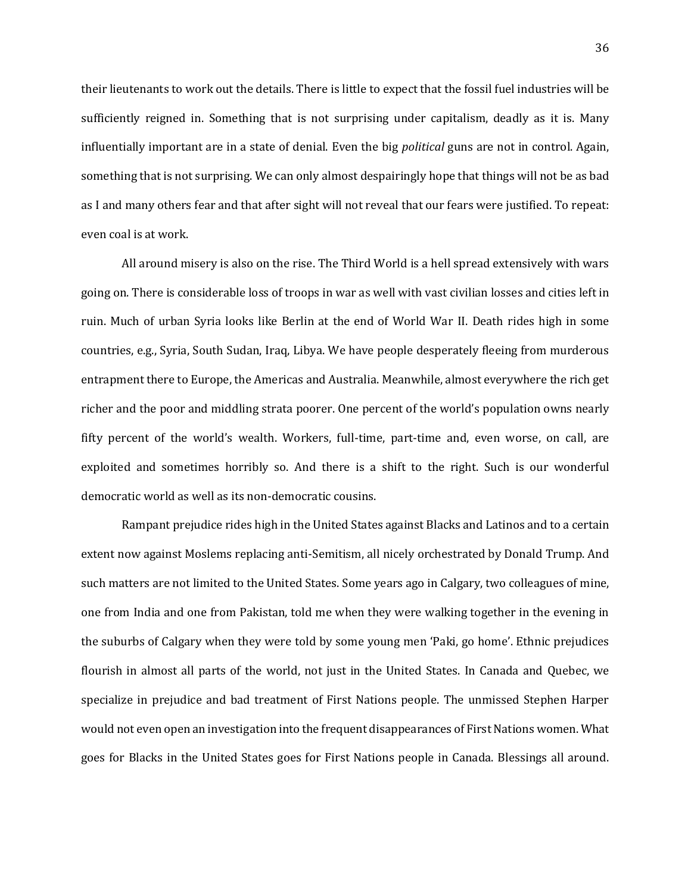their lieutenants to work out the details. There is little to expect that the fossil fuel industries will be sufficiently reigned in. Something that is not surprising under capitalism, deadly as it is. Many influentially important are in a state of denial. Even the big *political* guns are not in control. Again, something that is not surprising. We can only almost despairingly hope that things will not be as bad as I and many others fear and that after sight will not reveal that our fears were justified. To repeat: even coal is at work.

All around misery is also on the rise. The Third World is a hell spread extensively with wars going on. There is considerable loss of troops in war as well with vast civilian losses and cities left in ruin. Much of urban Syria looks like Berlin at the end of World War II. Death rides high in some countries, e.g., Syria, South Sudan, Iraq, Libya. We have people desperately fleeing from murderous entrapment there to Europe, the Americas and Australia. Meanwhile, almost everywhere the rich get richer and the poor and middling strata poorer. One percent of the world's population owns nearly fifty percent of the world's wealth. Workers, full-time, part-time and, even worse, on call, are exploited and sometimes horribly so. And there is a shift to the right. Such is our wonderful democratic world as well as its non-democratic cousins.

Rampant prejudice rides high in the United States against Blacks and Latinos and to a certain extent now against Moslems replacing anti-Semitism, all nicely orchestrated by Donald Trump. And such matters are not limited to the United States. Some years ago in Calgary, two colleagues of mine, one from India and one from Pakistan, told me when they were walking together in the evening in the suburbs of Calgary when they were told by some young men 'Paki, go home'. Ethnic prejudices flourish in almost all parts of the world, not just in the United States. In Canada and Quebec, we specialize in prejudice and bad treatment of First Nations people. The unmissed Stephen Harper would not even open an investigation into the frequent disappearances of First Nations women. What goes for Blacks in the United States goes for First Nations people in Canada. Blessings all around.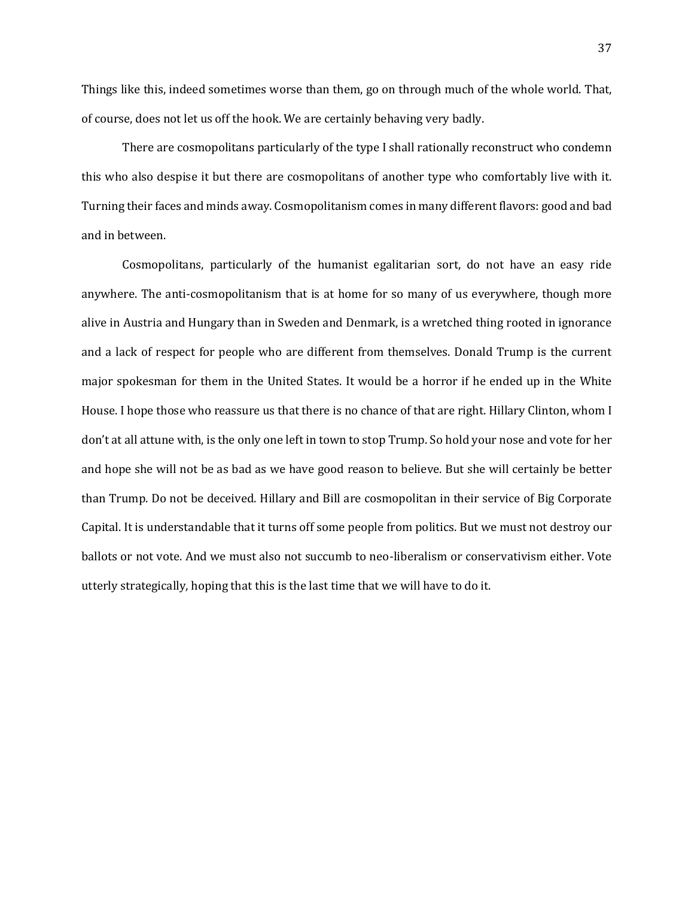Things like this, indeed sometimes worse than them, go on through much of the whole world. That, of course, does not let us off the hook. We are certainly behaving very badly.

There are cosmopolitans particularly of the type I shall rationally reconstruct who condemn this who also despise it but there are cosmopolitans of another type who comfortably live with it. Turning their faces and minds away. Cosmopolitanism comes in many different flavors: good and bad and in between.

Cosmopolitans, particularly of the humanist egalitarian sort, do not have an easy ride anywhere. The anti-cosmopolitanism that is at home for so many of us everywhere, though more alive in Austria and Hungary than in Sweden and Denmark, is a wretched thing rooted in ignorance and a lack of respect for people who are different from themselves. Donald Trump is the current major spokesman for them in the United States. It would be a horror if he ended up in the White House. I hope those who reassure us that there is no chance of that are right. Hillary Clinton, whom I don't at all attune with, is the only one left in town to stop Trump. So hold your nose and vote for her and hope she will not be as bad as we have good reason to believe. But she will certainly be better than Trump. Do not be deceived. Hillary and Bill are cosmopolitan in their service of Big Corporate Capital. It is understandable that it turns off some people from politics. But we must not destroy our ballots or not vote. And we must also not succumb to neo-liberalism or conservativism either. Vote utterly strategically, hoping that this is the last time that we will have to do it.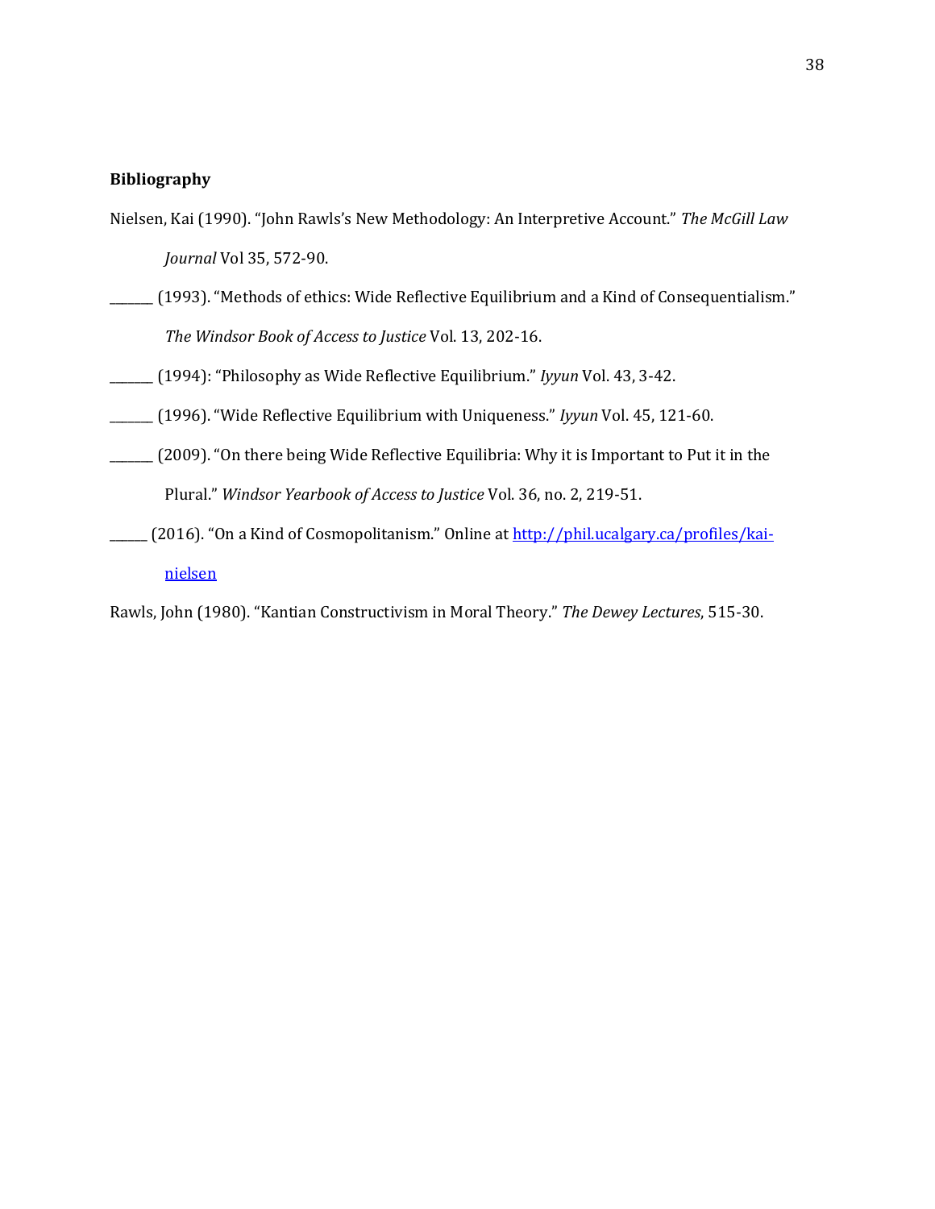**Bibliography**

Nielsen, Kai (1990). "John Rawls's New Methodology: An Interpretive Account." *The McGill Law Journal* Vol 35, 572-90.

_______ (1993). "Methods of ethics: Wide Reflective Equilibrium and a Kind of Consequentialism." *The Windsor Book of Access to Justice* Vol. 13, 202-16.

_______ (1994): "Philosophy as Wide Reflective Equilibrium." *Iyyun* Vol. 43, 3-42.

_______ (1996). "Wide Reflective Equilibrium with Uniqueness." *Iyyun* Vol. 45, 121-60.

_______ (2009). "On there being Wide Reflective Equilibria: Why it is Important to Put it in the Plural." *Windsor Yearbook of Access to Justice* Vol. 36, no. 2, 219-51.

______ (2016). "On a Kind of Cosmopolitanism." Online at http://phil.ucalgary.ca/profiles/kai-nielsen

Rawls, John (1980). "Kantian Constructivism in Moral Theory." *The Dewey Lectures*, 515-30.